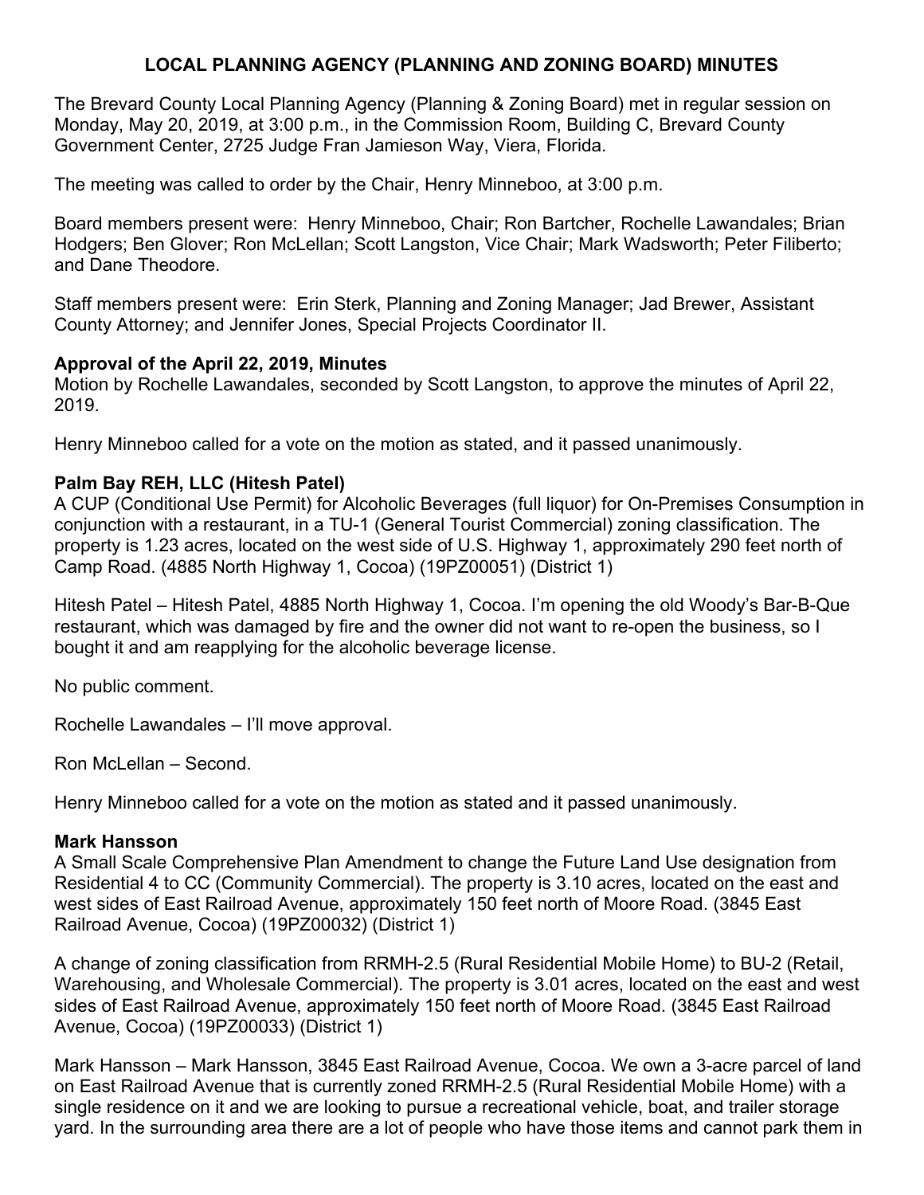# LOCAL PLANNING AGENCY (PLANNING AND ZONING BOARD) MINUTES

The Brevard County Local Planning Agency (Planning & Zoning Board) met in regular session on Monday, May 20, 2019, at 3:00 p.m., in the Commission Room, Building C, Brevard County Government Center, 2725 Judge Fran Jamieson Way, Viera, Florida.

The meeting was called to order by the Chair, Henry Minneboo, at 3:00 p.m.

Board members present were: Henry Minneboo, Chair; Ron Bartcher, Rochelle Lawandales; Brian Hodgers; Ben Glover; Ron McLellan; Scott Langston, Vice Chair; Mark Wadsworth; Peter Filiberto; and Dane Theodore.

Staff members present were: Erin Sterk, Planning and Zoning Manager; Jad Brewer, Assistant County Attorney; and Jennifer Jones, Special Projects Coordinator II.

**Approval of the April 22, 2019, Minutes**

Motion by Rochelle Lawandales, seconded by Scott Langston, to approve the minutes of April 22, 2019.

Henry Minneboo called for a vote on the motion as stated, and it passed unanimously.

**Palm Bay REH, LLC (Hitesh Patel)**

A CUP (Conditional Use Permit) for Alcoholic Beverages (full liquor) for On-Premises Consumption in conjunction with a restaurant, in a TU-1 (General Tourist Commercial) zoning classification. The property is 1.23 acres, located on the west side of U.S. Highway 1, approximately 290 feet north of Camp Road. (4885 North Highway 1, Cocoa) (19PZ00051) (District 1)

Hitesh Patel – Hitesh Patel, 4885 North Highway 1, Cocoa. I'm opening the old Woody's Bar-B-Que restaurant, which was damaged by fire and the owner did not want to re-open the business, so I bought it and am reapplying for the alcoholic beverage license.

No public comment.

Rochelle Lawandales – I'll move approval.

Ron McLellan – Second.

Henry Minneboo called for a vote on the motion as stated and it passed unanimously.

**Mark Hansson**

A Small Scale Comprehensive Plan Amendment to change the Future Land Use designation from Residential 4 to CC (Community Commercial). The property is 3.10 acres, located on the east and west sides of East Railroad Avenue, approximately 150 feet north of Moore Road. (3845 East Railroad Avenue, Cocoa) (19PZ00032) (District 1)

A change of zoning classification from RRMH-2.5 (Rural Residential Mobile Home) to BU-2 (Retail, Warehousing, and Wholesale Commercial). The property is 3.01 acres, located on the east and west sides of East Railroad Avenue, approximately 150 feet north of Moore Road. (3845 East Railroad Avenue, Cocoa) (19PZ00033) (District 1)

Mark Hansson – Mark Hansson, 3845 East Railroad Avenue, Cocoa. We own a 3-acre parcel of land on East Railroad Avenue that is currently zoned RRMH-2.5 (Rural Residential Mobile Home) with a single residence on it and we are looking to pursue a recreational vehicle, boat, and trailer storage yard. In the surrounding area there are a lot of people who have those items and cannot park them in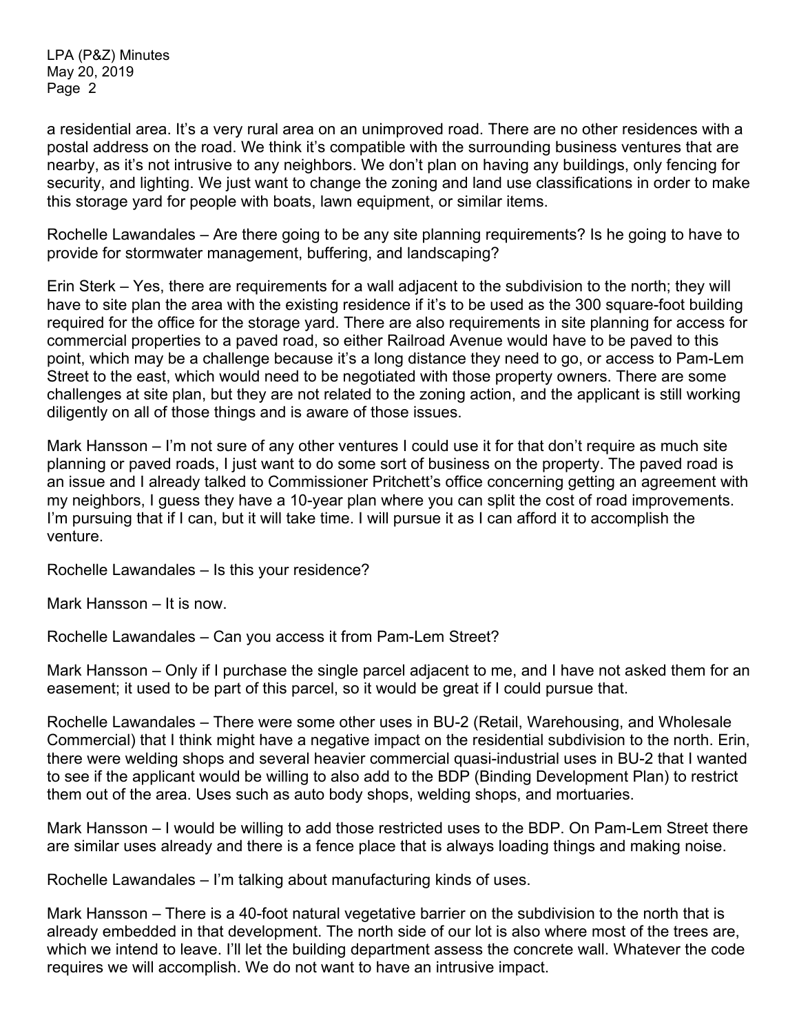a residential area. It's a very rural area on an unimproved road. There are no other residences with a postal address on the road. We think it's compatible with the surrounding business ventures that are nearby, as it's not intrusive to any neighbors. We don't plan on having any buildings, only fencing for security, and lighting. We just want to change the zoning and land use classifications in order to make this storage yard for people with boats, lawn equipment, or similar items.

Rochelle Lawandales – Are there going to be any site planning requirements? Is he going to have to provide for stormwater management, buffering, and landscaping?

Erin Sterk – Yes, there are requirements for a wall adjacent to the subdivision to the north; they will have to site plan the area with the existing residence if it's to be used as the 300 square-foot building required for the office for the storage yard. There are also requirements in site planning for access for commercial properties to a paved road, so either Railroad Avenue would have to be paved to this point, which may be a challenge because it's a long distance they need to go, or access to Pam-Lem Street to the east, which would need to be negotiated with those property owners. There are some challenges at site plan, but they are not related to the zoning action, and the applicant is still working diligently on all of those things and is aware of those issues.

Mark Hansson – I'm not sure of any other ventures I could use it for that don't require as much site planning or paved roads, I just want to do some sort of business on the property. The paved road is an issue and I already talked to Commissioner Pritchett's office concerning getting an agreement with my neighbors, I guess they have a 10-year plan where you can split the cost of road improvements. I'm pursuing that if I can, but it will take time. I will pursue it as I can afford it to accomplish the venture.

Rochelle Lawandales – Is this your residence?

Mark Hansson – It is now.

Rochelle Lawandales – Can you access it from Pam-Lem Street?

Mark Hansson – Only if I purchase the single parcel adjacent to me, and I have not asked them for an easement; it used to be part of this parcel, so it would be great if I could pursue that.

Rochelle Lawandales – There were some other uses in BU-2 (Retail, Warehousing, and Wholesale Commercial) that I think might have a negative impact on the residential subdivision to the north. Erin, there were welding shops and several heavier commercial quasi-industrial uses in BU-2 that I wanted to see if the applicant would be willing to also add to the BDP (Binding Development Plan) to restrict them out of the area. Uses such as auto body shops, welding shops, and mortuaries.

Mark Hansson – I would be willing to add those restricted uses to the BDP. On Pam-Lem Street there are similar uses already and there is a fence place that is always loading things and making noise.

Rochelle Lawandales – I'm talking about manufacturing kinds of uses.

Mark Hansson – There is a 40-foot natural vegetative barrier on the subdivision to the north that is already embedded in that development. The north side of our lot is also where most of the trees are, which we intend to leave. I'll let the building department assess the concrete wall. Whatever the code requires we will accomplish. We do not want to have an intrusive impact.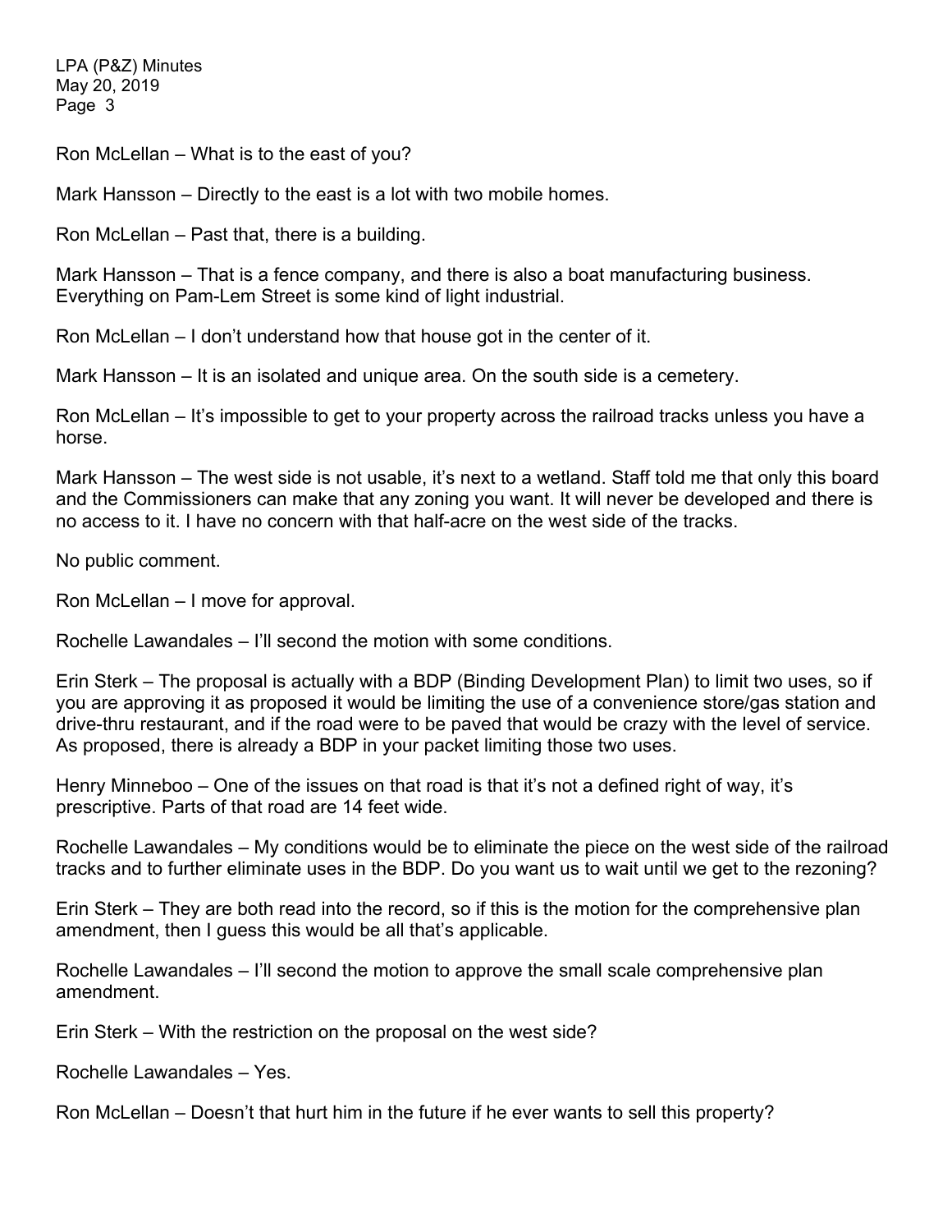Ron McLellan – What is to the east of you?

Mark Hansson – Directly to the east is a lot with two mobile homes.

Ron McLellan – Past that, there is a building.

Mark Hansson – That is a fence company, and there is also a boat manufacturing business. Everything on Pam-Lem Street is some kind of light industrial.

Ron McLellan – I don't understand how that house got in the center of it.

Mark Hansson – It is an isolated and unique area. On the south side is a cemetery.

Ron McLellan – It's impossible to get to your property across the railroad tracks unless you have a horse.

Mark Hansson – The west side is not usable, it's next to a wetland. Staff told me that only this board and the Commissioners can make that any zoning you want. It will never be developed and there is no access to it. I have no concern with that half-acre on the west side of the tracks.

No public comment.

Ron McLellan – I move for approval.

Rochelle Lawandales – I'll second the motion with some conditions.

Erin Sterk – The proposal is actually with a BDP (Binding Development Plan) to limit two uses, so if you are approving it as proposed it would be limiting the use of a convenience store/gas station and drive-thru restaurant, and if the road were to be paved that would be crazy with the level of service. As proposed, there is already a BDP in your packet limiting those two uses.

Henry Minneboo – One of the issues on that road is that it's not a defined right of way, it's prescriptive. Parts of that road are 14 feet wide.

Rochelle Lawandales – My conditions would be to eliminate the piece on the west side of the railroad tracks and to further eliminate uses in the BDP. Do you want us to wait until we get to the rezoning?

Erin Sterk – They are both read into the record, so if this is the motion for the comprehensive plan amendment, then I guess this would be all that's applicable.

Rochelle Lawandales – I'll second the motion to approve the small scale comprehensive plan amendment.

Erin Sterk – With the restriction on the proposal on the west side?

Rochelle Lawandales – Yes.

Ron McLellan – Doesn't that hurt him in the future if he ever wants to sell this property?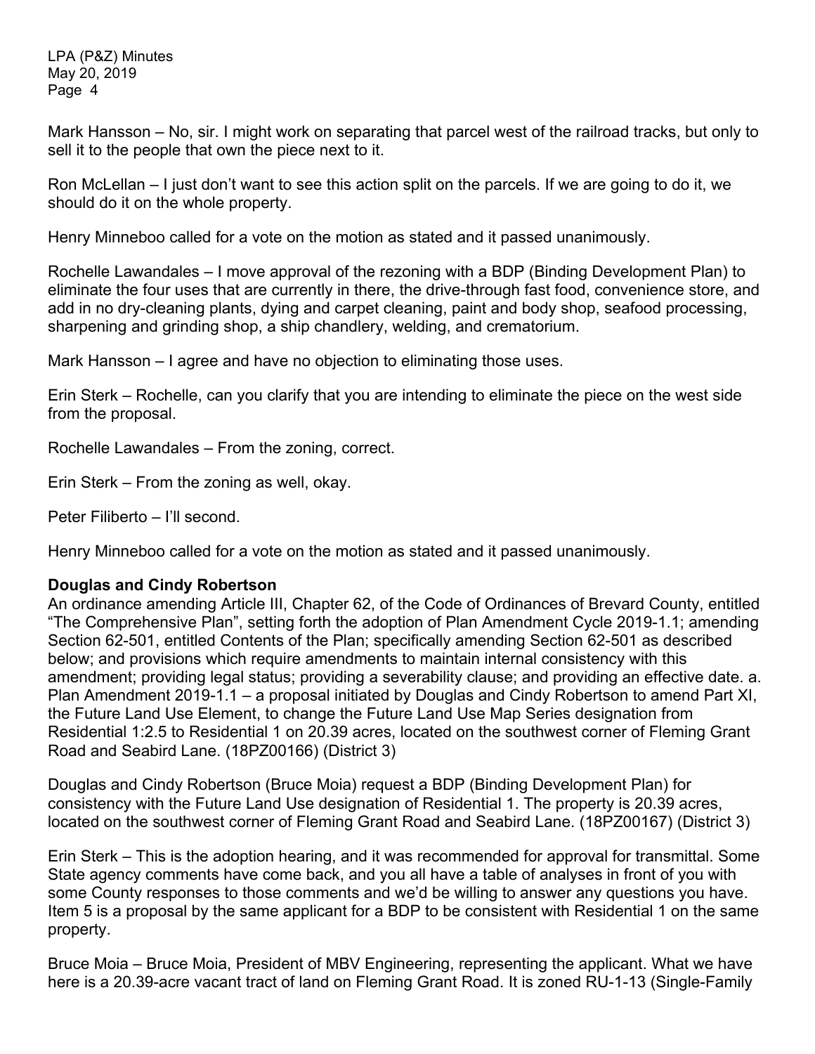Mark Hansson – No, sir. I might work on separating that parcel west of the railroad tracks, but only to sell it to the people that own the piece next to it.

Ron McLellan – I just don't want to see this action split on the parcels. If we are going to do it, we should do it on the whole property.

Henry Minneboo called for a vote on the motion as stated and it passed unanimously.

Rochelle Lawandales – I move approval of the rezoning with a BDP (Binding Development Plan) to eliminate the four uses that are currently in there, the drive-through fast food, convenience store, and add in no dry-cleaning plants, dying and carpet cleaning, paint and body shop, seafood processing, sharpening and grinding shop, a ship chandlery, welding, and crematorium.

Mark Hansson – I agree and have no objection to eliminating those uses.

Erin Sterk – Rochelle, can you clarify that you are intending to eliminate the piece on the west side from the proposal.

Rochelle Lawandales – From the zoning, correct.

Erin Sterk – From the zoning as well, okay.

Peter Filiberto – I'll second.

Henry Minneboo called for a vote on the motion as stated and it passed unanimously.

**Douglas and Cindy Robertson**

An ordinance amending Article III, Chapter 62, of the Code of Ordinances of Brevard County, entitled "The Comprehensive Plan", setting forth the adoption of Plan Amendment Cycle 2019-1.1; amending Section 62-501, entitled Contents of the Plan; specifically amending Section 62-501 as described below; and provisions which require amendments to maintain internal consistency with this amendment; providing legal status; providing a severability clause; and providing an effective date. a. Plan Amendment 2019-1.1 – a proposal initiated by Douglas and Cindy Robertson to amend Part XI, the Future Land Use Element, to change the Future Land Use Map Series designation from Residential 1:2.5 to Residential 1 on 20.39 acres, located on the southwest corner of Fleming Grant Road and Seabird Lane. (18PZ00166) (District 3)

Douglas and Cindy Robertson (Bruce Moia) request a BDP (Binding Development Plan) for consistency with the Future Land Use designation of Residential 1. The property is 20.39 acres, located on the southwest corner of Fleming Grant Road and Seabird Lane. (18PZ00167) (District 3)

Erin Sterk – This is the adoption hearing, and it was recommended for approval for transmittal. Some State agency comments have come back, and you all have a table of analyses in front of you with some County responses to those comments and we'd be willing to answer any questions you have. Item 5 is a proposal by the same applicant for a BDP to be consistent with Residential 1 on the same property.

Bruce Moia – Bruce Moia, President of MBV Engineering, representing the applicant. What we have here is a 20.39-acre vacant tract of land on Fleming Grant Road. It is zoned RU-1-13 (Single-Family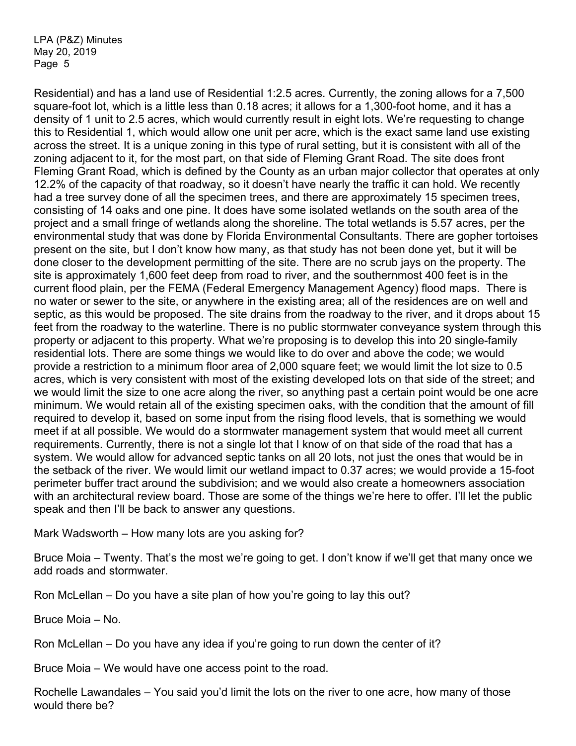Residential) and has a land use of Residential 1:2.5 acres. Currently, the zoning allows for a 7,500 square-foot lot, which is a little less than 0.18 acres; it allows for a 1,300-foot home, and it has a density of 1 unit to 2.5 acres, which would currently result in eight lots. We're requesting to change this to Residential 1, which would allow one unit per acre, which is the exact same land use existing across the street. It is a unique zoning in this type of rural setting, but it is consistent with all of the zoning adjacent to it, for the most part, on that side of Fleming Grant Road. The site does front Fleming Grant Road, which is defined by the County as an urban major collector that operates at only 12.2% of the capacity of that roadway, so it doesn't have nearly the traffic it can hold. We recently had a tree survey done of all the specimen trees, and there are approximately 15 specimen trees, consisting of 14 oaks and one pine. It does have some isolated wetlands on the south area of the project and a small fringe of wetlands along the shoreline. The total wetlands is 5.57 acres, per the environmental study that was done by Florida Environmental Consultants. There are gopher tortoises present on the site, but I don't know how many, as that study has not been done yet, but it will be done closer to the development permitting of the site. There are no scrub jays on the property. The site is approximately 1,600 feet deep from road to river, and the southernmost 400 feet is in the current flood plain, per the FEMA (Federal Emergency Management Agency) flood maps. There is no water or sewer to the site, or anywhere in the existing area; all of the residences are on well and septic, as this would be proposed. The site drains from the roadway to the river, and it drops about 15 feet from the roadway to the waterline. There is no public stormwater conveyance system through this property or adjacent to this property. What we're proposing is to develop this into 20 single-family residential lots. There are some things we would like to do over and above the code; we would provide a restriction to a minimum floor area of 2,000 square feet; we would limit the lot size to 0.5 acres, which is very consistent with most of the existing developed lots on that side of the street; and we would limit the size to one acre along the river, so anything past a certain point would be one acre minimum. We would retain all of the existing specimen oaks, with the condition that the amount of fill required to develop it, based on some input from the rising flood levels, that is something we would meet if at all possible. We would do a stormwater management system that would meet all current requirements. Currently, there is not a single lot that I know of on that side of the road that has a system. We would allow for advanced septic tanks on all 20 lots, not just the ones that would be in the setback of the river. We would limit our wetland impact to 0.37 acres; we would provide a 15-foot perimeter buffer tract around the subdivision; and we would also create a homeowners association with an architectural review board. Those are some of the things we're here to offer. I'll let the public speak and then I'll be back to answer any questions.

Mark Wadsworth – How many lots are you asking for?

Bruce Moia – Twenty. That's the most we're going to get. I don't know if we'll get that many once we add roads and stormwater.

Ron McLellan – Do you have a site plan of how you're going to lay this out?

Bruce Moia – No.

Ron McLellan – Do you have any idea if you're going to run down the center of it?

Bruce Moia – We would have one access point to the road.

Rochelle Lawandales – You said you'd limit the lots on the river to one acre, how many of those would there be?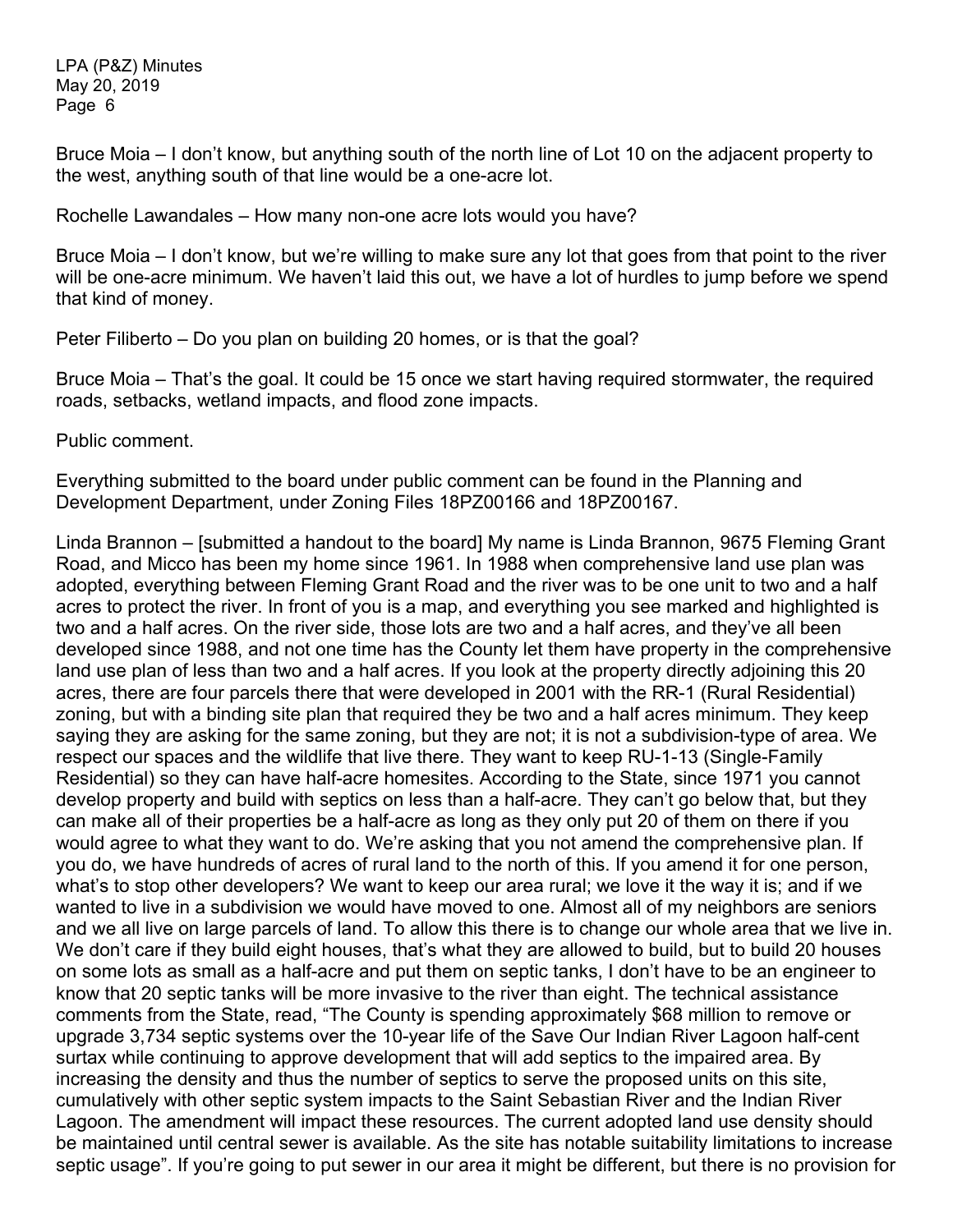Bruce Moia – I don't know, but anything south of the north line of Lot 10 on the adjacent property to the west, anything south of that line would be a one-acre lot.

Rochelle Lawandales – How many non-one acre lots would you have?

Bruce Moia – I don't know, but we're willing to make sure any lot that goes from that point to the river will be one-acre minimum. We haven't laid this out, we have a lot of hurdles to jump before we spend that kind of money.

Peter Filiberto – Do you plan on building 20 homes, or is that the goal?

Bruce Moia – That's the goal. It could be 15 once we start having required stormwater, the required roads, setbacks, wetland impacts, and flood zone impacts.

Public comment.

Everything submitted to the board under public comment can be found in the Planning and Development Department, under Zoning Files 18PZ00166 and 18PZ00167.

Linda Brannon – [submitted a handout to the board] My name is Linda Brannon, 9675 Fleming Grant Road, and Micco has been my home since 1961. In 1988 when comprehensive land use plan was adopted, everything between Fleming Grant Road and the river was to be one unit to two and a half acres to protect the river. In front of you is a map, and everything you see marked and highlighted is two and a half acres. On the river side, those lots are two and a half acres, and they've all been developed since 1988, and not one time has the County let them have property in the comprehensive land use plan of less than two and a half acres. If you look at the property directly adjoining this 20 acres, there are four parcels there that were developed in 2001 with the RR-1 (Rural Residential) zoning, but with a binding site plan that required they be two and a half acres minimum. They keep saying they are asking for the same zoning, but they are not; it is not a subdivision-type of area. We respect our spaces and the wildlife that live there. They want to keep RU-1-13 (Single-Family Residential) so they can have half-acre homesites. According to the State, since 1971 you cannot develop property and build with septics on less than a half-acre. They can't go below that, but they can make all of their properties be a half-acre as long as they only put 20 of them on there if you would agree to what they want to do. We're asking that you not amend the comprehensive plan. If you do, we have hundreds of acres of rural land to the north of this. If you amend it for one person, what's to stop other developers? We want to keep our area rural; we love it the way it is; and if we wanted to live in a subdivision we would have moved to one. Almost all of my neighbors are seniors and we all live on large parcels of land. To allow this there is to change our whole area that we live in. We don't care if they build eight houses, that's what they are allowed to build, but to build 20 houses on some lots as small as a half-acre and put them on septic tanks, I don't have to be an engineer to know that 20 septic tanks will be more invasive to the river than eight. The technical assistance comments from the State, read, "The County is spending approximately $68 million to remove or upgrade 3,734 septic systems over the 10-year life of the Save Our Indian River Lagoon half-cent surtax while continuing to approve development that will add septics to the impaired area. By increasing the density and thus the number of septics to serve the proposed units on this site, cumulatively with other septic system impacts to the Saint Sebastian River and the Indian River Lagoon. The amendment will impact these resources. The current adopted land use density should be maintained until central sewer is available. As the site has notable suitability limitations to increase septic usage". If you're going to put sewer in our area it might be different, but there is no provision for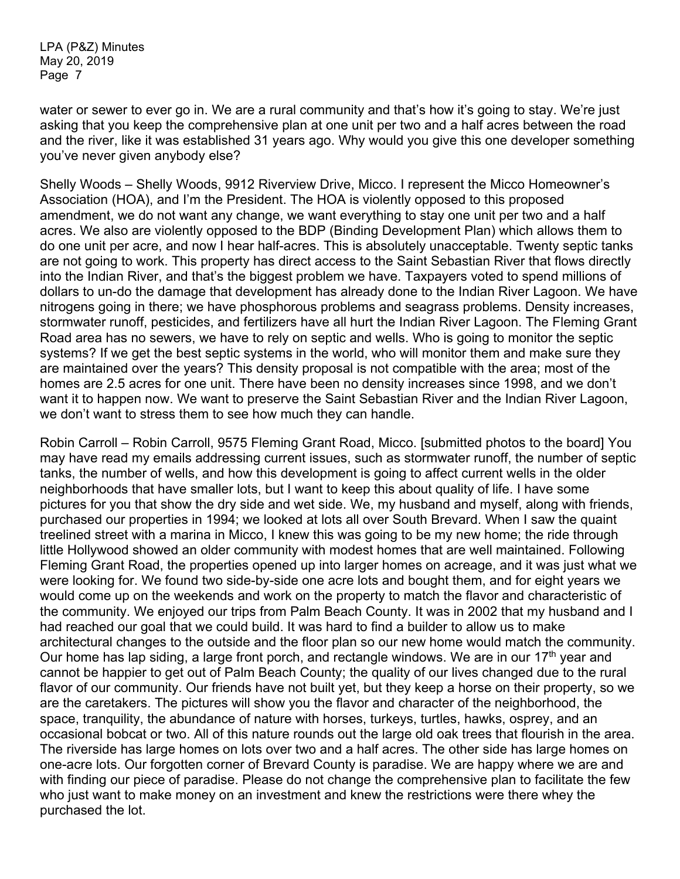water or sewer to ever go in. We are a rural community and that's how it's going to stay. We're just asking that you keep the comprehensive plan at one unit per two and a half acres between the road and the river, like it was established 31 years ago. Why would you give this one developer something you've never given anybody else?

Shelly Woods – Shelly Woods, 9912 Riverview Drive, Micco. I represent the Micco Homeowner's Association (HOA), and I'm the President. The HOA is violently opposed to this proposed amendment, we do not want any change, we want everything to stay one unit per two and a half acres. We also are violently opposed to the BDP (Binding Development Plan) which allows them to do one unit per acre, and now I hear half-acres. This is absolutely unacceptable. Twenty septic tanks are not going to work. This property has direct access to the Saint Sebastian River that flows directly into the Indian River, and that's the biggest problem we have. Taxpayers voted to spend millions of dollars to un-do the damage that development has already done to the Indian River Lagoon. We have nitrogens going in there; we have phosphorous problems and seagrass problems. Density increases, stormwater runoff, pesticides, and fertilizers have all hurt the Indian River Lagoon. The Fleming Grant Road area has no sewers, we have to rely on septic and wells. Who is going to monitor the septic systems? If we get the best septic systems in the world, who will monitor them and make sure they are maintained over the years? This density proposal is not compatible with the area; most of the homes are 2.5 acres for one unit. There have been no density increases since 1998, and we don't want it to happen now. We want to preserve the Saint Sebastian River and the Indian River Lagoon, we don't want to stress them to see how much they can handle.

Robin Carroll – Robin Carroll, 9575 Fleming Grant Road, Micco. [submitted photos to the board] You may have read my emails addressing current issues, such as stormwater runoff, the number of septic tanks, the number of wells, and how this development is going to affect current wells in the older neighborhoods that have smaller lots, but I want to keep this about quality of life. I have some pictures for you that show the dry side and wet side. We, my husband and myself, along with friends, purchased our properties in 1994; we looked at lots all over South Brevard. When I saw the quaint treelined street with a marina in Micco, I knew this was going to be my new home; the ride through little Hollywood showed an older community with modest homes that are well maintained. Following Fleming Grant Road, the properties opened up into larger homes on acreage, and it was just what we were looking for. We found two side-by-side one acre lots and bought them, and for eight years we would come up on the weekends and work on the property to match the flavor and characteristic of the community. We enjoyed our trips from Palm Beach County. It was in 2002 that my husband and I had reached our goal that we could build. It was hard to find a builder to allow us to make architectural changes to the outside and the floor plan so our new home would match the community. Our home has lap siding, a large front porch, and rectangle windows. We are in our 17th year and cannot be happier to get out of Palm Beach County; the quality of our lives changed due to the rural flavor of our community. Our friends have not built yet, but they keep a horse on their property, so we are the caretakers. The pictures will show you the flavor and character of the neighborhood, the space, tranquility, the abundance of nature with horses, turkeys, turtles, hawks, osprey, and an occasional bobcat or two. All of this nature rounds out the large old oak trees that flourish in the area. The riverside has large homes on lots over two and a half acres. The other side has large homes on one-acre lots. Our forgotten corner of Brevard County is paradise. We are happy where we are and with finding our piece of paradise. Please do not change the comprehensive plan to facilitate the few who just want to make money on an investment and knew the restrictions were there whey the purchased the lot.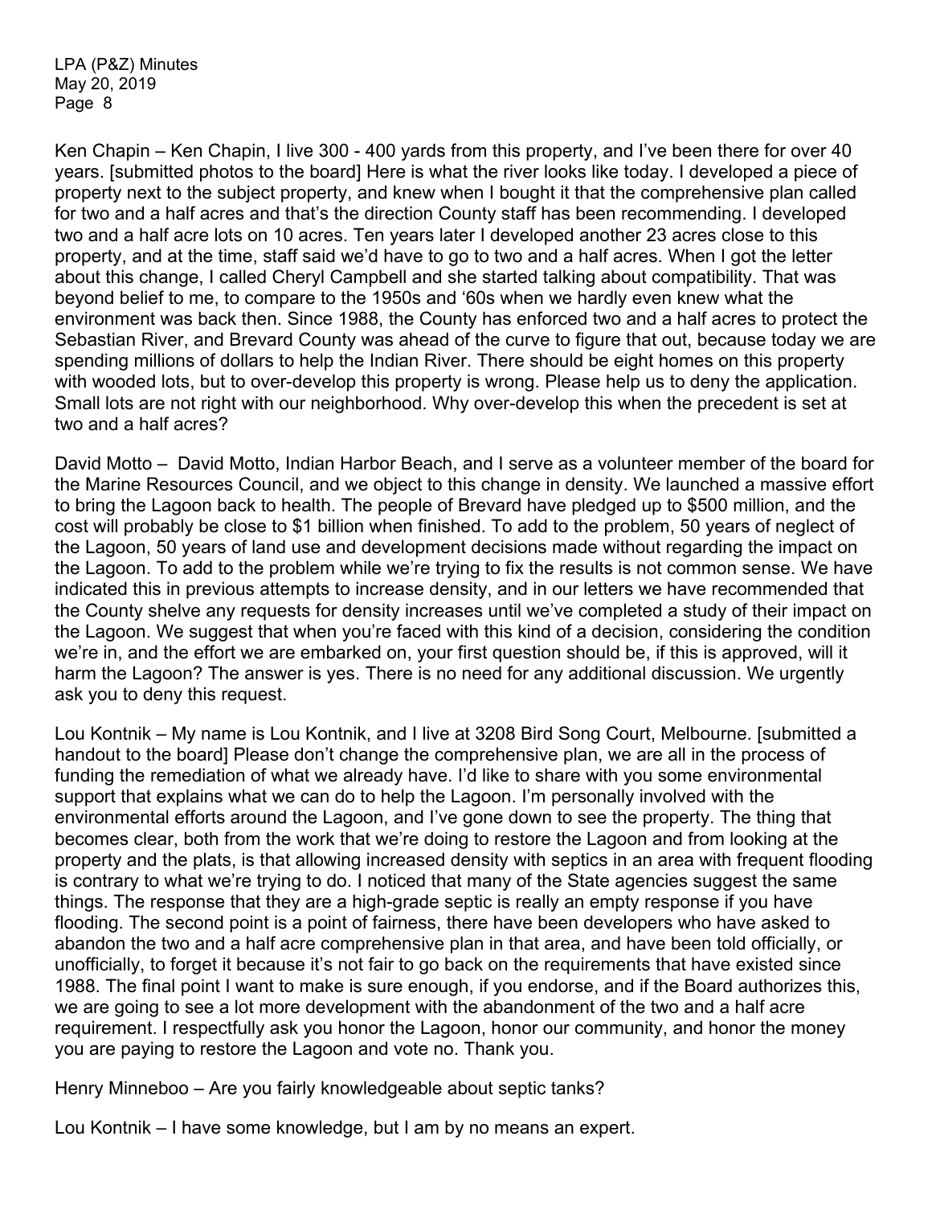Ken Chapin – Ken Chapin, I live 300 - 400 yards from this property, and I've been there for over 40 years. [submitted photos to the board] Here is what the river looks like today. I developed a piece of property next to the subject property, and knew when I bought it that the comprehensive plan called for two and a half acres and that's the direction County staff has been recommending. I developed two and a half acre lots on 10 acres. Ten years later I developed another 23 acres close to this property, and at the time, staff said we'd have to go to two and a half acres. When I got the letter about this change, I called Cheryl Campbell and she started talking about compatibility. That was beyond belief to me, to compare to the 1950s and '60s when we hardly even knew what the environment was back then. Since 1988, the County has enforced two and a half acres to protect the Sebastian River, and Brevard County was ahead of the curve to figure that out, because today we are spending millions of dollars to help the Indian River. There should be eight homes on this property with wooded lots, but to over-develop this property is wrong. Please help us to deny the application. Small lots are not right with our neighborhood. Why over-develop this when the precedent is set at two and a half acres?

David Motto – David Motto, Indian Harbor Beach, and I serve as a volunteer member of the board for the Marine Resources Council, and we object to this change in density. We launched a massive effort to bring the Lagoon back to health. The people of Brevard have pledged up to $500 million, and the cost will probably be close to $1 billion when finished. To add to the problem, 50 years of neglect of the Lagoon, 50 years of land use and development decisions made without regarding the impact on the Lagoon. To add to the problem while we're trying to fix the results is not common sense. We have indicated this in previous attempts to increase density, and in our letters we have recommended that the County shelve any requests for density increases until we've completed a study of their impact on the Lagoon. We suggest that when you're faced with this kind of a decision, considering the condition we're in, and the effort we are embarked on, your first question should be, if this is approved, will it harm the Lagoon? The answer is yes. There is no need for any additional discussion. We urgently ask you to deny this request.

Lou Kontnik – My name is Lou Kontnik, and I live at 3208 Bird Song Court, Melbourne. [submitted a handout to the board] Please don't change the comprehensive plan, we are all in the process of funding the remediation of what we already have. I'd like to share with you some environmental support that explains what we can do to help the Lagoon. I'm personally involved with the environmental efforts around the Lagoon, and I've gone down to see the property. The thing that becomes clear, both from the work that we're doing to restore the Lagoon and from looking at the property and the plats, is that allowing increased density with septics in an area with frequent flooding is contrary to what we're trying to do. I noticed that many of the State agencies suggest the same things. The response that they are a high-grade septic is really an empty response if you have flooding. The second point is a point of fairness, there have been developers who have asked to abandon the two and a half acre comprehensive plan in that area, and have been told officially, or unofficially, to forget it because it's not fair to go back on the requirements that have existed since 1988. The final point I want to make is sure enough, if you endorse, and if the Board authorizes this, we are going to see a lot more development with the abandonment of the two and a half acre requirement. I respectfully ask you honor the Lagoon, honor our community, and honor the money you are paying to restore the Lagoon and vote no. Thank you.

Henry Minneboo – Are you fairly knowledgeable about septic tanks?

Lou Kontnik – I have some knowledge, but I am by no means an expert.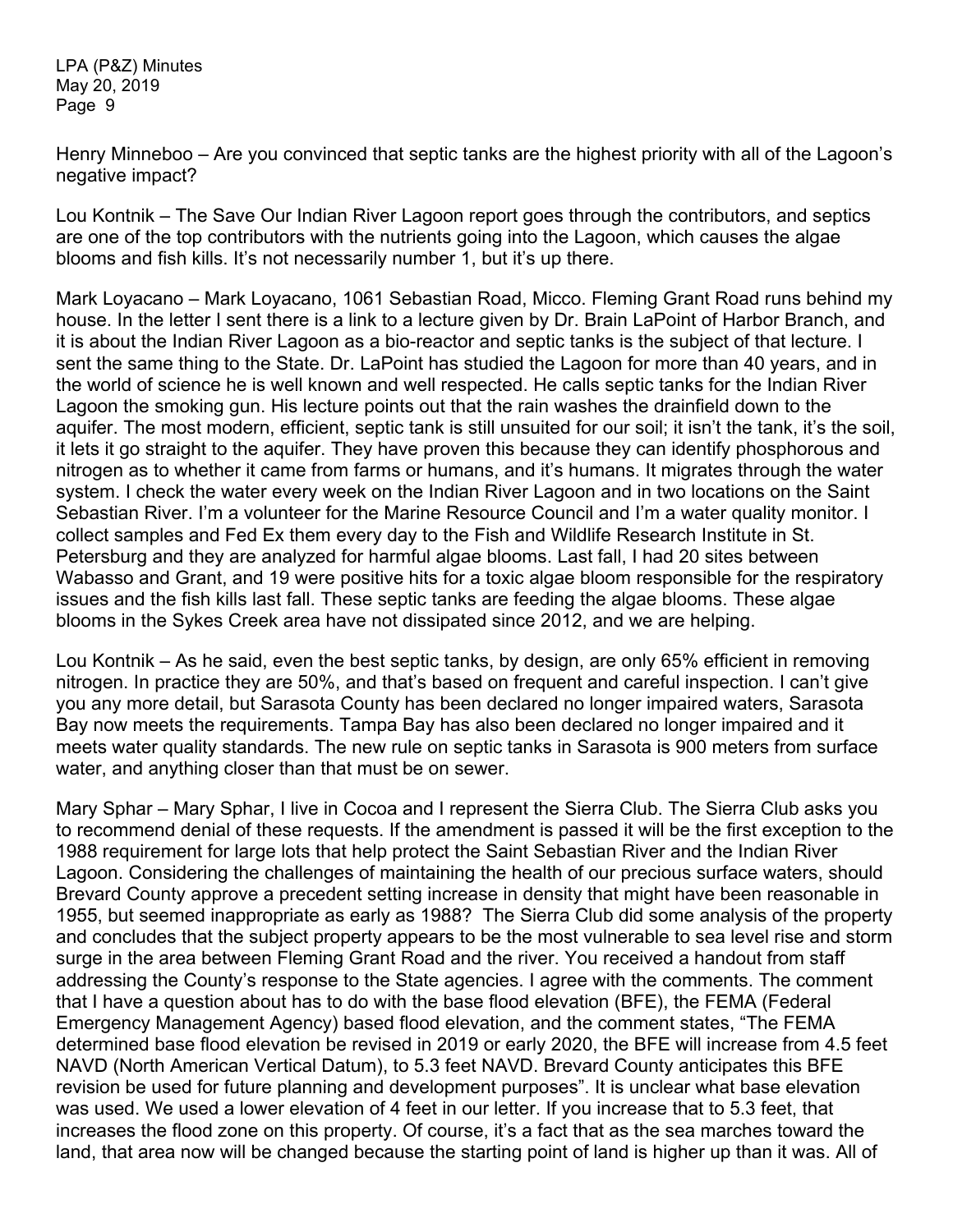Henry Minneboo – Are you convinced that septic tanks are the highest priority with all of the Lagoon's negative impact?

Lou Kontnik – The Save Our Indian River Lagoon report goes through the contributors, and septics are one of the top contributors with the nutrients going into the Lagoon, which causes the algae blooms and fish kills. It's not necessarily number 1, but it's up there.

Mark Loyacano – Mark Loyacano, 1061 Sebastian Road, Micco. Fleming Grant Road runs behind my house. In the letter I sent there is a link to a lecture given by Dr. Brain LaPoint of Harbor Branch, and it is about the Indian River Lagoon as a bio-reactor and septic tanks is the subject of that lecture. I sent the same thing to the State. Dr. LaPoint has studied the Lagoon for more than 40 years, and in the world of science he is well known and well respected. He calls septic tanks for the Indian River Lagoon the smoking gun. His lecture points out that the rain washes the drainfield down to the aquifer. The most modern, efficient, septic tank is still unsuited for our soil; it isn't the tank, it's the soil, it lets it go straight to the aquifer. They have proven this because they can identify phosphorous and nitrogen as to whether it came from farms or humans, and it's humans. It migrates through the water system. I check the water every week on the Indian River Lagoon and in two locations on the Saint Sebastian River. I'm a volunteer for the Marine Resource Council and I'm a water quality monitor. I collect samples and Fed Ex them every day to the Fish and Wildlife Research Institute in St. Petersburg and they are analyzed for harmful algae blooms. Last fall, I had 20 sites between Wabasso and Grant, and 19 were positive hits for a toxic algae bloom responsible for the respiratory issues and the fish kills last fall. These septic tanks are feeding the algae blooms. These algae blooms in the Sykes Creek area have not dissipated since 2012, and we are helping.

Lou Kontnik – As he said, even the best septic tanks, by design, are only 65% efficient in removing nitrogen. In practice they are 50%, and that's based on frequent and careful inspection. I can't give you any more detail, but Sarasota County has been declared no longer impaired waters, Sarasota Bay now meets the requirements. Tampa Bay has also been declared no longer impaired and it meets water quality standards. The new rule on septic tanks in Sarasota is 900 meters from surface water, and anything closer than that must be on sewer.

Mary Sphar – Mary Sphar, I live in Cocoa and I represent the Sierra Club. The Sierra Club asks you to recommend denial of these requests. If the amendment is passed it will be the first exception to the 1988 requirement for large lots that help protect the Saint Sebastian River and the Indian River Lagoon. Considering the challenges of maintaining the health of our precious surface waters, should Brevard County approve a precedent setting increase in density that might have been reasonable in 1955, but seemed inappropriate as early as 1988? The Sierra Club did some analysis of the property and concludes that the subject property appears to be the most vulnerable to sea level rise and storm surge in the area between Fleming Grant Road and the river. You received a handout from staff addressing the County's response to the State agencies. I agree with the comments. The comment that I have a question about has to do with the base flood elevation (BFE), the FEMA (Federal Emergency Management Agency) based flood elevation, and the comment states, "The FEMA determined base flood elevation be revised in 2019 or early 2020, the BFE will increase from 4.5 feet NAVD (North American Vertical Datum), to 5.3 feet NAVD. Brevard County anticipates this BFE revision be used for future planning and development purposes". It is unclear what base elevation was used. We used a lower elevation of 4 feet in our letter. If you increase that to 5.3 feet, that increases the flood zone on this property. Of course, it's a fact that as the sea marches toward the land, that area now will be changed because the starting point of land is higher up than it was. All of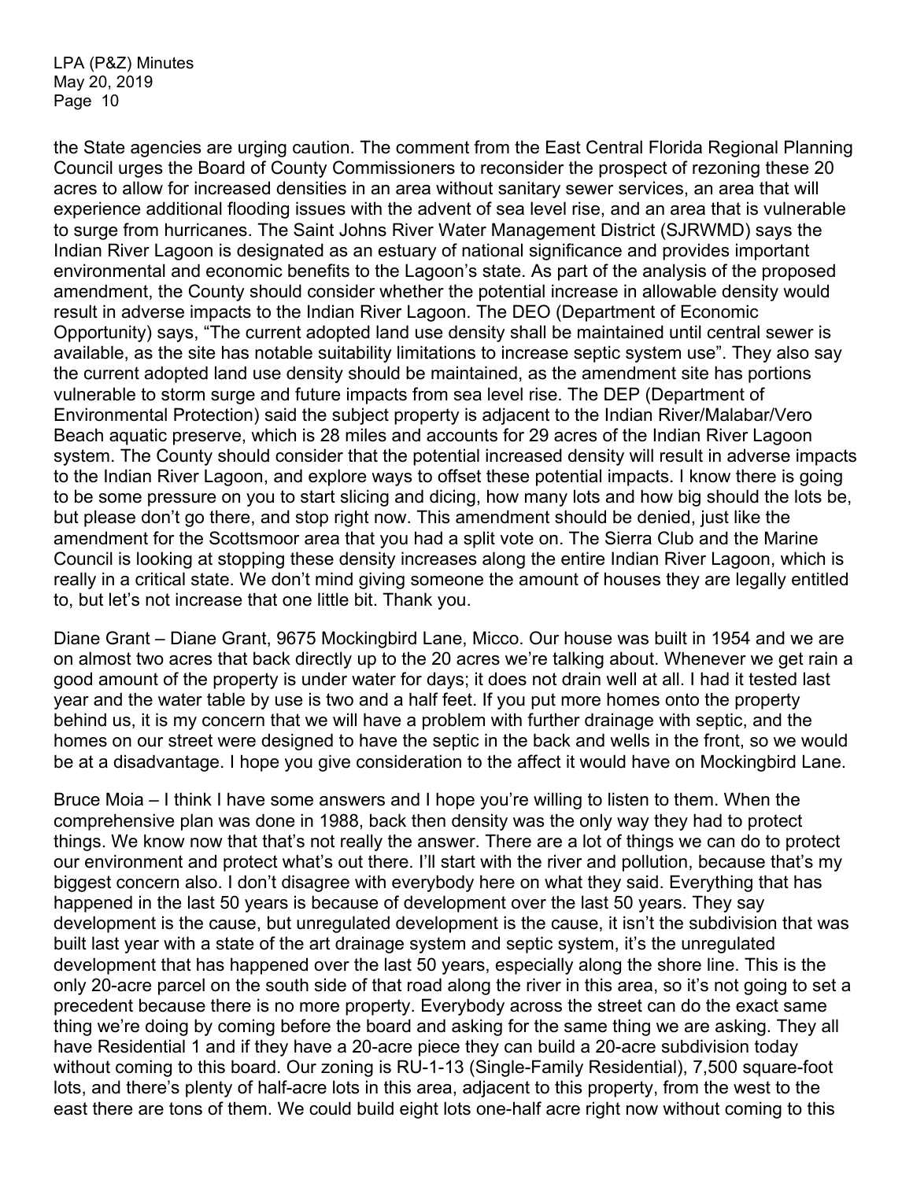the State agencies are urging caution. The comment from the East Central Florida Regional Planning Council urges the Board of County Commissioners to reconsider the prospect of rezoning these 20 acres to allow for increased densities in an area without sanitary sewer services, an area that will experience additional flooding issues with the advent of sea level rise, and an area that is vulnerable to surge from hurricanes. The Saint Johns River Water Management District (SJRWMD) says the Indian River Lagoon is designated as an estuary of national significance and provides important environmental and economic benefits to the Lagoon's state. As part of the analysis of the proposed amendment, the County should consider whether the potential increase in allowable density would result in adverse impacts to the Indian River Lagoon. The DEO (Department of Economic Opportunity) says, "The current adopted land use density shall be maintained until central sewer is available, as the site has notable suitability limitations to increase septic system use". They also say the current adopted land use density should be maintained, as the amendment site has portions vulnerable to storm surge and future impacts from sea level rise. The DEP (Department of Environmental Protection) said the subject property is adjacent to the Indian River/Malabar/Vero Beach aquatic preserve, which is 28 miles and accounts for 29 acres of the Indian River Lagoon system. The County should consider that the potential increased density will result in adverse impacts to the Indian River Lagoon, and explore ways to offset these potential impacts. I know there is going to be some pressure on you to start slicing and dicing, how many lots and how big should the lots be, but please don't go there, and stop right now. This amendment should be denied, just like the amendment for the Scottsmoor area that you had a split vote on. The Sierra Club and the Marine Council is looking at stopping these density increases along the entire Indian River Lagoon, which is really in a critical state. We don't mind giving someone the amount of houses they are legally entitled to, but let's not increase that one little bit. Thank you.

Diane Grant – Diane Grant, 9675 Mockingbird Lane, Micco. Our house was built in 1954 and we are on almost two acres that back directly up to the 20 acres we're talking about. Whenever we get rain a good amount of the property is under water for days; it does not drain well at all. I had it tested last year and the water table by use is two and a half feet. If you put more homes onto the property behind us, it is my concern that we will have a problem with further drainage with septic, and the homes on our street were designed to have the septic in the back and wells in the front, so we would be at a disadvantage. I hope you give consideration to the affect it would have on Mockingbird Lane.

Bruce Moia – I think I have some answers and I hope you're willing to listen to them. When the comprehensive plan was done in 1988, back then density was the only way they had to protect things. We know now that that's not really the answer. There are a lot of things we can do to protect our environment and protect what's out there. I'll start with the river and pollution, because that's my biggest concern also. I don't disagree with everybody here on what they said. Everything that has happened in the last 50 years is because of development over the last 50 years. They say development is the cause, but unregulated development is the cause, it isn't the subdivision that was built last year with a state of the art drainage system and septic system, it's the unregulated development that has happened over the last 50 years, especially along the shore line. This is the only 20-acre parcel on the south side of that road along the river in this area, so it's not going to set a precedent because there is no more property. Everybody across the street can do the exact same thing we're doing by coming before the board and asking for the same thing we are asking. They all have Residential 1 and if they have a 20-acre piece they can build a 20-acre subdivision today without coming to this board. Our zoning is RU-1-13 (Single-Family Residential), 7,500 square-foot lots, and there's plenty of half-acre lots in this area, adjacent to this property, from the west to the east there are tons of them. We could build eight lots one-half acre right now without coming to this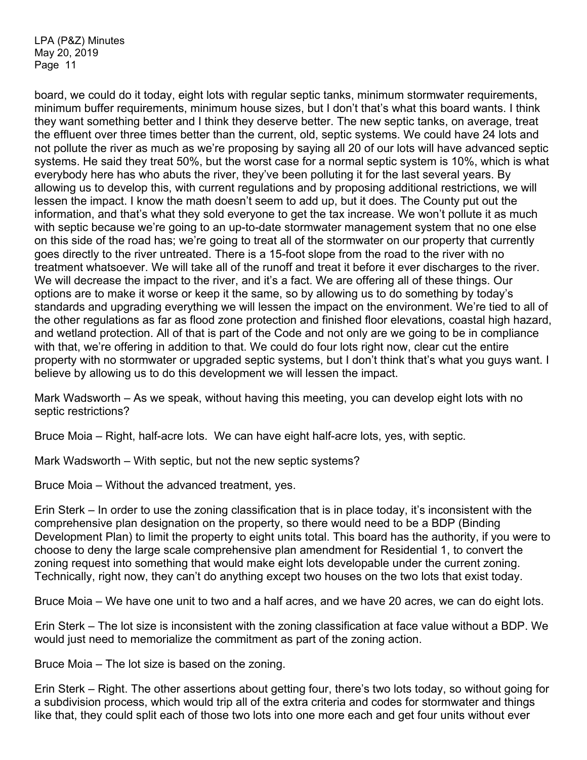board, we could do it today, eight lots with regular septic tanks, minimum stormwater requirements, minimum buffer requirements, minimum house sizes, but I don't that's what this board wants. I think they want something better and I think they deserve better. The new septic tanks, on average, treat the effluent over three times better than the current, old, septic systems. We could have 24 lots and not pollute the river as much as we're proposing by saying all 20 of our lots will have advanced septic systems. He said they treat 50%, but the worst case for a normal septic system is 10%, which is what everybody here has who abuts the river, they've been polluting it for the last several years. By allowing us to develop this, with current regulations and by proposing additional restrictions, we will lessen the impact. I know the math doesn't seem to add up, but it does. The County put out the information, and that's what they sold everyone to get the tax increase. We won't pollute it as much with septic because we're going to an up-to-date stormwater management system that no one else on this side of the road has; we're going to treat all of the stormwater on our property that currently goes directly to the river untreated. There is a 15-foot slope from the road to the river with no treatment whatsoever. We will take all of the runoff and treat it before it ever discharges to the river. We will decrease the impact to the river, and it's a fact. We are offering all of these things. Our options are to make it worse or keep it the same, so by allowing us to do something by today's standards and upgrading everything we will lessen the impact on the environment. We're tied to all of the other regulations as far as flood zone protection and finished floor elevations, coastal high hazard, and wetland protection. All of that is part of the Code and not only are we going to be in compliance with that, we're offering in addition to that. We could do four lots right now, clear cut the entire property with no stormwater or upgraded septic systems, but I don't think that's what you guys want. I believe by allowing us to do this development we will lessen the impact.

Mark Wadsworth – As we speak, without having this meeting, you can develop eight lots with no septic restrictions?

Bruce Moia – Right, half-acre lots. We can have eight half-acre lots, yes, with septic.

Mark Wadsworth – With septic, but not the new septic systems?

Bruce Moia – Without the advanced treatment, yes.

Erin Sterk – In order to use the zoning classification that is in place today, it's inconsistent with the comprehensive plan designation on the property, so there would need to be a BDP (Binding Development Plan) to limit the property to eight units total. This board has the authority, if you were to choose to deny the large scale comprehensive plan amendment for Residential 1, to convert the zoning request into something that would make eight lots developable under the current zoning. Technically, right now, they can't do anything except two houses on the two lots that exist today.

Bruce Moia – We have one unit to two and a half acres, and we have 20 acres, we can do eight lots.

Erin Sterk – The lot size is inconsistent with the zoning classification at face value without a BDP. We would just need to memorialize the commitment as part of the zoning action.

Bruce Moia – The lot size is based on the zoning.

Erin Sterk – Right. The other assertions about getting four, there's two lots today, so without going for a subdivision process, which would trip all of the extra criteria and codes for stormwater and things like that, they could split each of those two lots into one more each and get four units without ever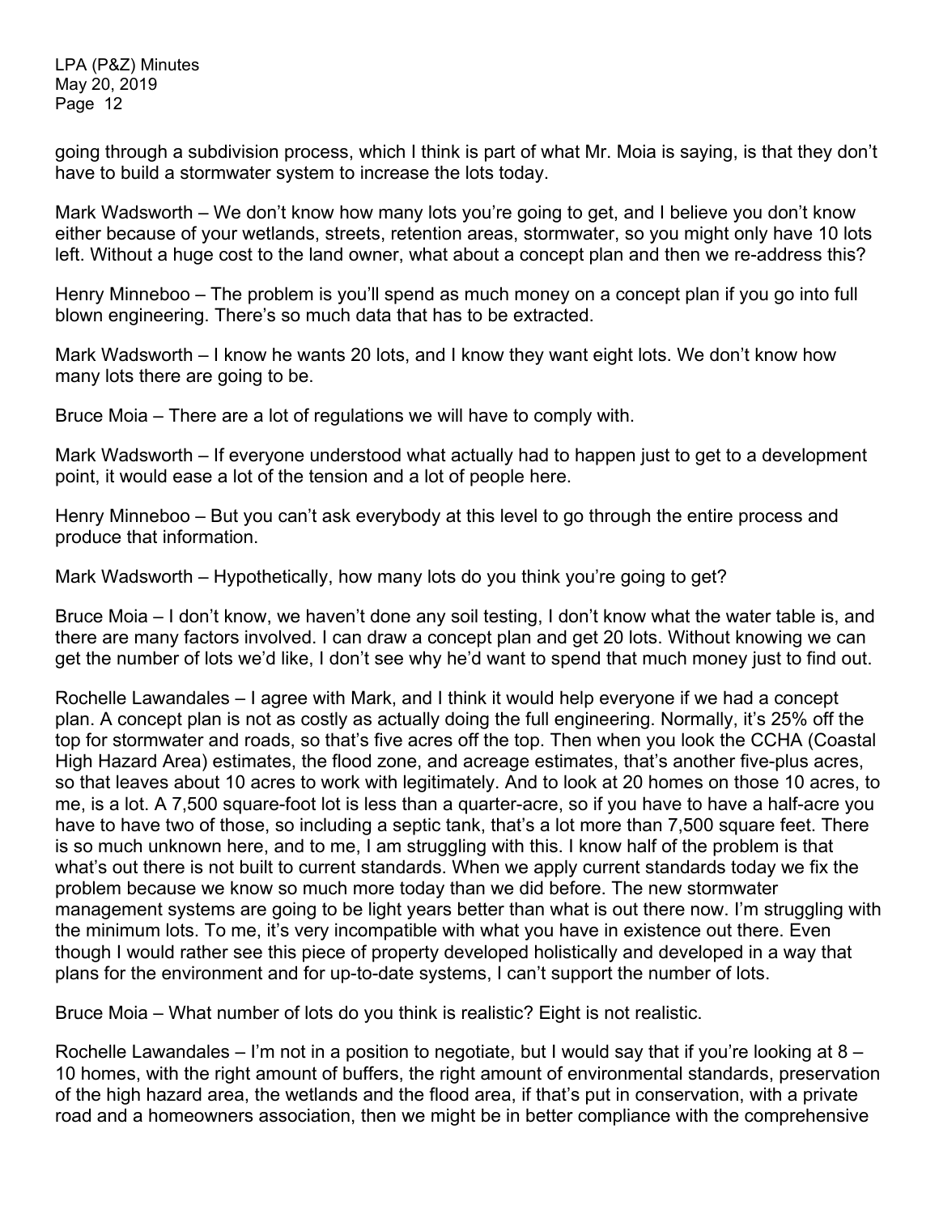going through a subdivision process, which I think is part of what Mr. Moia is saying, is that they don't have to build a stormwater system to increase the lots today.

Mark Wadsworth – We don't know how many lots you're going to get, and I believe you don't know either because of your wetlands, streets, retention areas, stormwater, so you might only have 10 lots left. Without a huge cost to the land owner, what about a concept plan and then we re-address this?

Henry Minneboo – The problem is you'll spend as much money on a concept plan if you go into full blown engineering. There's so much data that has to be extracted.

Mark Wadsworth – I know he wants 20 lots, and I know they want eight lots. We don't know how many lots there are going to be.

Bruce Moia – There are a lot of regulations we will have to comply with.

Mark Wadsworth – If everyone understood what actually had to happen just to get to a development point, it would ease a lot of the tension and a lot of people here.

Henry Minneboo – But you can't ask everybody at this level to go through the entire process and produce that information.

Mark Wadsworth – Hypothetically, how many lots do you think you're going to get?

Bruce Moia – I don't know, we haven't done any soil testing, I don't know what the water table is, and there are many factors involved. I can draw a concept plan and get 20 lots. Without knowing we can get the number of lots we'd like, I don't see why he'd want to spend that much money just to find out.

Rochelle Lawandales – I agree with Mark, and I think it would help everyone if we had a concept plan. A concept plan is not as costly as actually doing the full engineering. Normally, it's 25% off the top for stormwater and roads, so that's five acres off the top. Then when you look the CCHA (Coastal High Hazard Area) estimates, the flood zone, and acreage estimates, that's another five-plus acres, so that leaves about 10 acres to work with legitimately. And to look at 20 homes on those 10 acres, to me, is a lot. A 7,500 square-foot lot is less than a quarter-acre, so if you have to have a half-acre you have to have two of those, so including a septic tank, that's a lot more than 7,500 square feet. There is so much unknown here, and to me, I am struggling with this. I know half of the problem is that what's out there is not built to current standards. When we apply current standards today we fix the problem because we know so much more today than we did before. The new stormwater management systems are going to be light years better than what is out there now. I'm struggling with the minimum lots. To me, it's very incompatible with what you have in existence out there. Even though I would rather see this piece of property developed holistically and developed in a way that plans for the environment and for up-to-date systems, I can't support the number of lots.

Bruce Moia – What number of lots do you think is realistic? Eight is not realistic.

Rochelle Lawandales – I'm not in a position to negotiate, but I would say that if you're looking at 8 – 10 homes, with the right amount of buffers, the right amount of environmental standards, preservation of the high hazard area, the wetlands and the flood area, if that's put in conservation, with a private road and a homeowners association, then we might be in better compliance with the comprehensive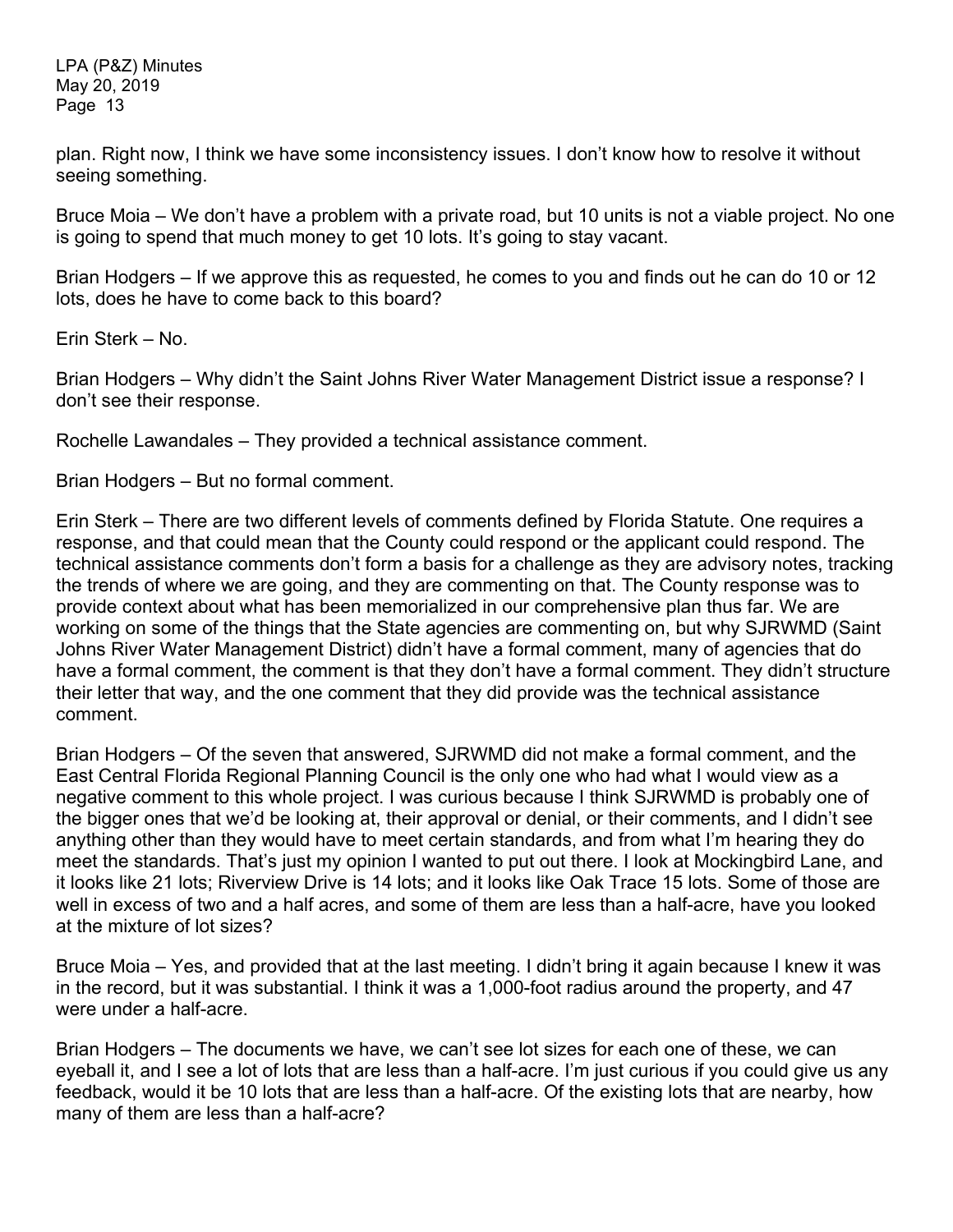plan. Right now, I think we have some inconsistency issues. I don't know how to resolve it without seeing something.

Bruce Moia – We don't have a problem with a private road, but 10 units is not a viable project. No one is going to spend that much money to get 10 lots. It's going to stay vacant.

Brian Hodgers – If we approve this as requested, he comes to you and finds out he can do 10 or 12 lots, does he have to come back to this board?

Erin Sterk – No.

Brian Hodgers – Why didn't the Saint Johns River Water Management District issue a response? I don't see their response.

Rochelle Lawandales – They provided a technical assistance comment.

Brian Hodgers – But no formal comment.

Erin Sterk – There are two different levels of comments defined by Florida Statute. One requires a response, and that could mean that the County could respond or the applicant could respond. The technical assistance comments don't form a basis for a challenge as they are advisory notes, tracking the trends of where we are going, and they are commenting on that. The County response was to provide context about what has been memorialized in our comprehensive plan thus far. We are working on some of the things that the State agencies are commenting on, but why SJRWMD (Saint Johns River Water Management District) didn't have a formal comment, many of agencies that do have a formal comment, the comment is that they don't have a formal comment. They didn't structure their letter that way, and the one comment that they did provide was the technical assistance comment.

Brian Hodgers – Of the seven that answered, SJRWMD did not make a formal comment, and the East Central Florida Regional Planning Council is the only one who had what I would view as a negative comment to this whole project. I was curious because I think SJRWMD is probably one of the bigger ones that we'd be looking at, their approval or denial, or their comments, and I didn't see anything other than they would have to meet certain standards, and from what I'm hearing they do meet the standards. That's just my opinion I wanted to put out there. I look at Mockingbird Lane, and it looks like 21 lots; Riverview Drive is 14 lots; and it looks like Oak Trace 15 lots. Some of those are well in excess of two and a half acres, and some of them are less than a half-acre, have you looked at the mixture of lot sizes?

Bruce Moia – Yes, and provided that at the last meeting. I didn't bring it again because I knew it was in the record, but it was substantial. I think it was a 1,000-foot radius around the property, and 47 were under a half-acre.

Brian Hodgers – The documents we have, we can't see lot sizes for each one of these, we can eyeball it, and I see a lot of lots that are less than a half-acre. I'm just curious if you could give us any feedback, would it be 10 lots that are less than a half-acre. Of the existing lots that are nearby, how many of them are less than a half-acre?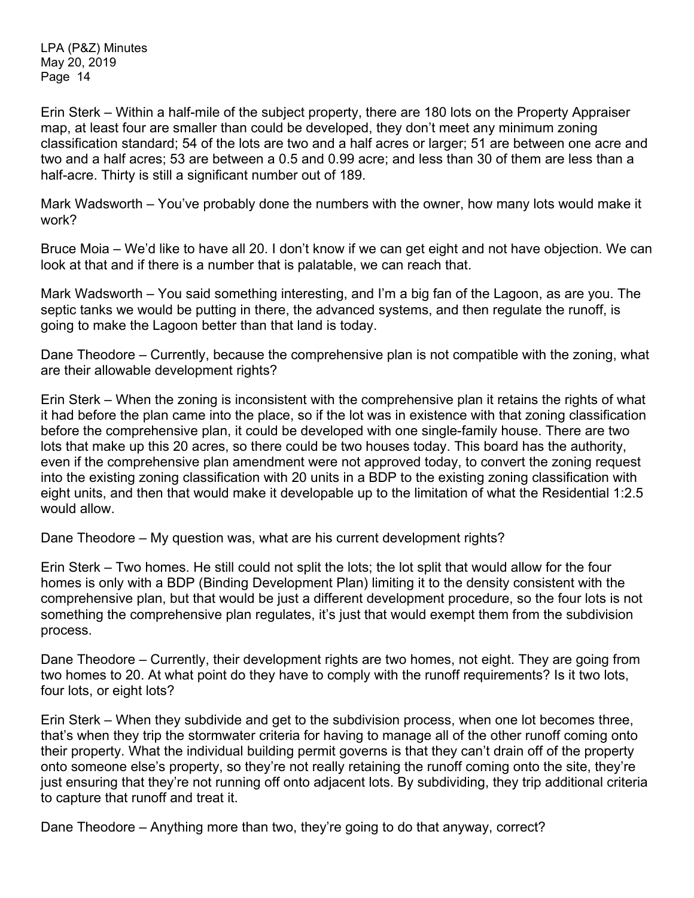Erin Sterk – Within a half-mile of the subject property, there are 180 lots on the Property Appraiser map, at least four are smaller than could be developed, they don't meet any minimum zoning classification standard; 54 of the lots are two and a half acres or larger; 51 are between one acre and two and a half acres; 53 are between a 0.5 and 0.99 acre; and less than 30 of them are less than a half-acre. Thirty is still a significant number out of 189.

Mark Wadsworth – You've probably done the numbers with the owner, how many lots would make it work?

Bruce Moia – We'd like to have all 20. I don't know if we can get eight and not have objection. We can look at that and if there is a number that is palatable, we can reach that.

Mark Wadsworth – You said something interesting, and I'm a big fan of the Lagoon, as are you. The septic tanks we would be putting in there, the advanced systems, and then regulate the runoff, is going to make the Lagoon better than that land is today.

Dane Theodore – Currently, because the comprehensive plan is not compatible with the zoning, what are their allowable development rights?

Erin Sterk – When the zoning is inconsistent with the comprehensive plan it retains the rights of what it had before the plan came into the place, so if the lot was in existence with that zoning classification before the comprehensive plan, it could be developed with one single-family house. There are two lots that make up this 20 acres, so there could be two houses today. This board has the authority, even if the comprehensive plan amendment were not approved today, to convert the zoning request into the existing zoning classification with 20 units in a BDP to the existing zoning classification with eight units, and then that would make it developable up to the limitation of what the Residential 1:2.5 would allow.

Dane Theodore – My question was, what are his current development rights?

Erin Sterk – Two homes. He still could not split the lots; the lot split that would allow for the four homes is only with a BDP (Binding Development Plan) limiting it to the density consistent with the comprehensive plan, but that would be just a different development procedure, so the four lots is not something the comprehensive plan regulates, it's just that would exempt them from the subdivision process.

Dane Theodore – Currently, their development rights are two homes, not eight. They are going from two homes to 20. At what point do they have to comply with the runoff requirements? Is it two lots, four lots, or eight lots?

Erin Sterk – When they subdivide and get to the subdivision process, when one lot becomes three, that's when they trip the stormwater criteria for having to manage all of the other runoff coming onto their property. What the individual building permit governs is that they can't drain off of the property onto someone else's property, so they're not really retaining the runoff coming onto the site, they're just ensuring that they're not running off onto adjacent lots. By subdividing, they trip additional criteria to capture that runoff and treat it.

Dane Theodore – Anything more than two, they're going to do that anyway, correct?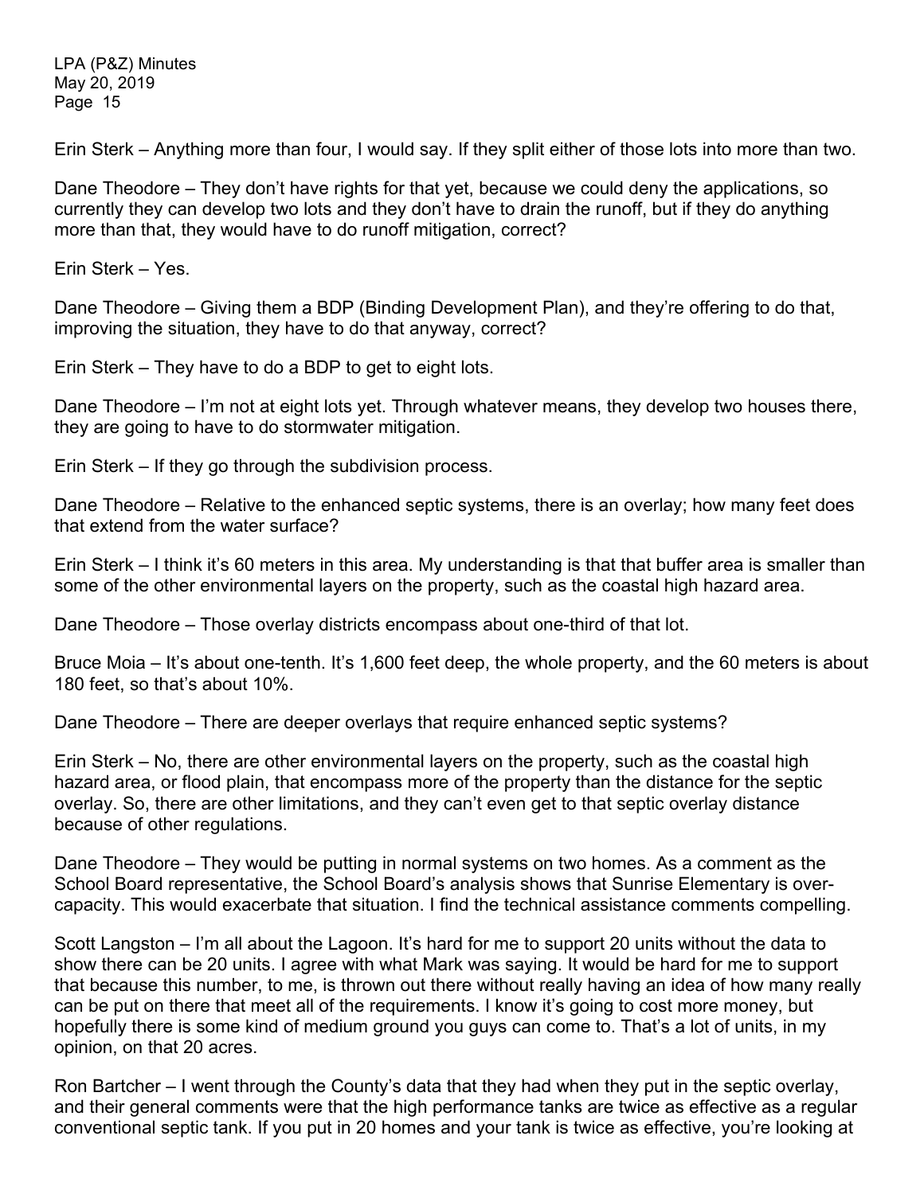Erin Sterk – Anything more than four, I would say. If they split either of those lots into more than two.

Dane Theodore – They don't have rights for that yet, because we could deny the applications, so currently they can develop two lots and they don't have to drain the runoff, but if they do anything more than that, they would have to do runoff mitigation, correct?

Erin Sterk – Yes.

Dane Theodore – Giving them a BDP (Binding Development Plan), and they're offering to do that, improving the situation, they have to do that anyway, correct?

Erin Sterk – They have to do a BDP to get to eight lots.

Dane Theodore – I'm not at eight lots yet. Through whatever means, they develop two houses there, they are going to have to do stormwater mitigation.

Erin Sterk – If they go through the subdivision process.

Dane Theodore – Relative to the enhanced septic systems, there is an overlay; how many feet does that extend from the water surface?

Erin Sterk – I think it's 60 meters in this area. My understanding is that that buffer area is smaller than some of the other environmental layers on the property, such as the coastal high hazard area.

Dane Theodore – Those overlay districts encompass about one-third of that lot.

Bruce Moia – It's about one-tenth. It's 1,600 feet deep, the whole property, and the 60 meters is about 180 feet, so that's about 10%.

Dane Theodore – There are deeper overlays that require enhanced septic systems?

Erin Sterk – No, there are other environmental layers on the property, such as the coastal high hazard area, or flood plain, that encompass more of the property than the distance for the septic overlay. So, there are other limitations, and they can't even get to that septic overlay distance because of other regulations.

Dane Theodore – They would be putting in normal systems on two homes. As a comment as the School Board representative, the School Board's analysis shows that Sunrise Elementary is over-capacity. This would exacerbate that situation. I find the technical assistance comments compelling.

Scott Langston – I'm all about the Lagoon. It's hard for me to support 20 units without the data to show there can be 20 units. I agree with what Mark was saying. It would be hard for me to support that because this number, to me, is thrown out there without really having an idea of how many really can be put on there that meet all of the requirements. I know it's going to cost more money, but hopefully there is some kind of medium ground you guys can come to. That's a lot of units, in my opinion, on that 20 acres.

Ron Bartcher – I went through the County's data that they had when they put in the septic overlay, and their general comments were that the high performance tanks are twice as effective as a regular conventional septic tank. If you put in 20 homes and your tank is twice as effective, you're looking at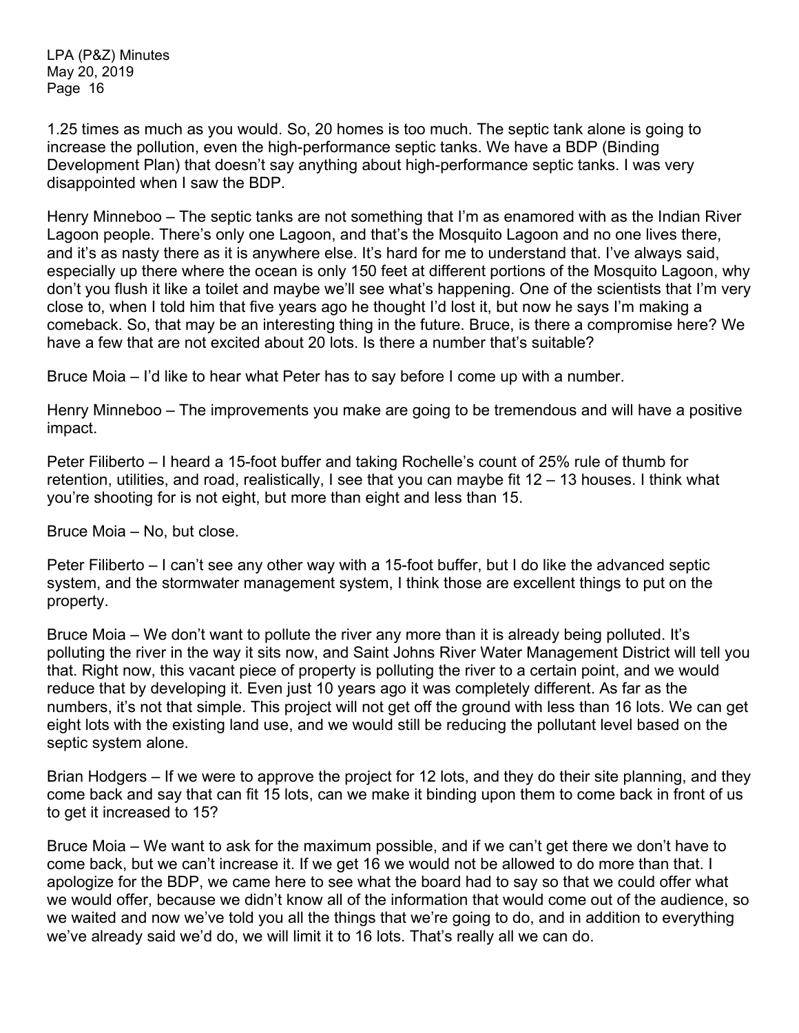1.25 times as much as you would. So, 20 homes is too much. The septic tank alone is going to increase the pollution, even the high-performance septic tanks. We have a BDP (Binding Development Plan) that doesn't say anything about high-performance septic tanks. I was very disappointed when I saw the BDP.

Henry Minneboo – The septic tanks are not something that I'm as enamored with as the Indian River Lagoon people. There's only one Lagoon, and that's the Mosquito Lagoon and no one lives there, and it's as nasty there as it is anywhere else. It's hard for me to understand that. I've always said, especially up there where the ocean is only 150 feet at different portions of the Mosquito Lagoon, why don't you flush it like a toilet and maybe we'll see what's happening. One of the scientists that I'm very close to, when I told him that five years ago he thought I'd lost it, but now he says I'm making a comeback. So, that may be an interesting thing in the future. Bruce, is there a compromise here? We have a few that are not excited about 20 lots. Is there a number that's suitable?

Bruce Moia – I'd like to hear what Peter has to say before I come up with a number.

Henry Minneboo – The improvements you make are going to be tremendous and will have a positive impact.

Peter Filiberto – I heard a 15-foot buffer and taking Rochelle's count of 25% rule of thumb for retention, utilities, and road, realistically, I see that you can maybe fit 12 – 13 houses. I think what you're shooting for is not eight, but more than eight and less than 15.

Bruce Moia – No, but close.

Peter Filiberto – I can't see any other way with a 15-foot buffer, but I do like the advanced septic system, and the stormwater management system, I think those are excellent things to put on the property.

Bruce Moia – We don't want to pollute the river any more than it is already being polluted. It's polluting the river in the way it sits now, and Saint Johns River Water Management District will tell you that. Right now, this vacant piece of property is polluting the river to a certain point, and we would reduce that by developing it. Even just 10 years ago it was completely different. As far as the numbers, it's not that simple. This project will not get off the ground with less than 16 lots. We can get eight lots with the existing land use, and we would still be reducing the pollutant level based on the septic system alone.

Brian Hodgers – If we were to approve the project for 12 lots, and they do their site planning, and they come back and say that can fit 15 lots, can we make it binding upon them to come back in front of us to get it increased to 15?

Bruce Moia – We want to ask for the maximum possible, and if we can't get there we don't have to come back, but we can't increase it. If we get 16 we would not be allowed to do more than that. I apologize for the BDP, we came here to see what the board had to say so that we could offer what we would offer, because we didn't know all of the information that would come out of the audience, so we waited and now we've told you all the things that we're going to do, and in addition to everything we've already said we'd do, we will limit it to 16 lots. That's really all we can do.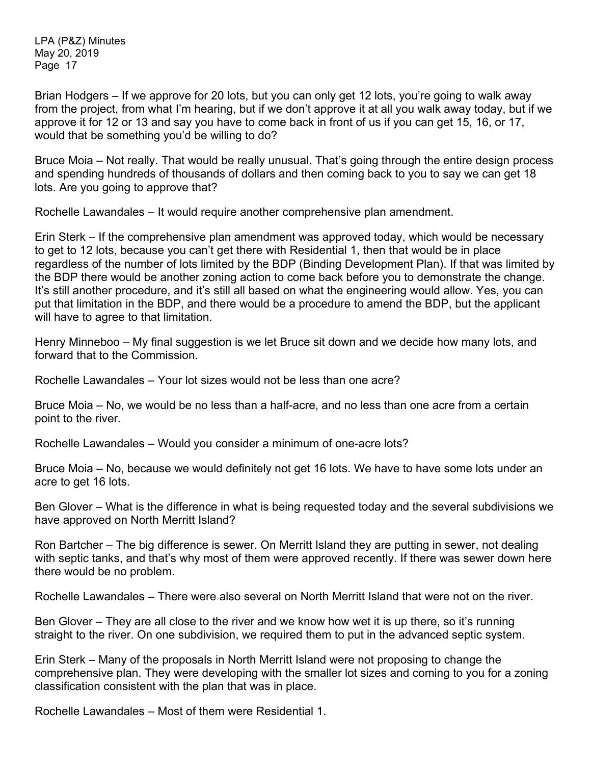Brian Hodgers – If we approve for 20 lots, but you can only get 12 lots, you're going to walk away from the project, from what I'm hearing, but if we don't approve it at all you walk away today, but if we approve it for 12 or 13 and say you have to come back in front of us if you can get 15, 16, or 17, would that be something you'd be willing to do?

Bruce Moia – Not really. That would be really unusual. That's going through the entire design process and spending hundreds of thousands of dollars and then coming back to you to say we can get 18 lots. Are you going to approve that?

Rochelle Lawandales – It would require another comprehensive plan amendment.

Erin Sterk – If the comprehensive plan amendment was approved today, which would be necessary to get to 12 lots, because you can't get there with Residential 1, then that would be in place regardless of the number of lots limited by the BDP (Binding Development Plan). If that was limited by the BDP there would be another zoning action to come back before you to demonstrate the change. It's still another procedure, and it's still all based on what the engineering would allow. Yes, you can put that limitation in the BDP, and there would be a procedure to amend the BDP, but the applicant will have to agree to that limitation.

Henry Minneboo – My final suggestion is we let Bruce sit down and we decide how many lots, and forward that to the Commission.

Rochelle Lawandales – Your lot sizes would not be less than one acre?

Bruce Moia – No, we would be no less than a half-acre, and no less than one acre from a certain point to the river.

Rochelle Lawandales – Would you consider a minimum of one-acre lots?

Bruce Moia – No, because we would definitely not get 16 lots. We have to have some lots under an acre to get 16 lots.

Ben Glover – What is the difference in what is being requested today and the several subdivisions we have approved on North Merritt Island?

Ron Bartcher – The big difference is sewer. On Merritt Island they are putting in sewer, not dealing with septic tanks, and that's why most of them were approved recently. If there was sewer down here there would be no problem.

Rochelle Lawandales – There were also several on North Merritt Island that were not on the river.

Ben Glover – They are all close to the river and we know how wet it is up there, so it's running straight to the river. On one subdivision, we required them to put in the advanced septic system.

Erin Sterk – Many of the proposals in North Merritt Island were not proposing to change the comprehensive plan. They were developing with the smaller lot sizes and coming to you for a zoning classification consistent with the plan that was in place.

Rochelle Lawandales – Most of them were Residential 1.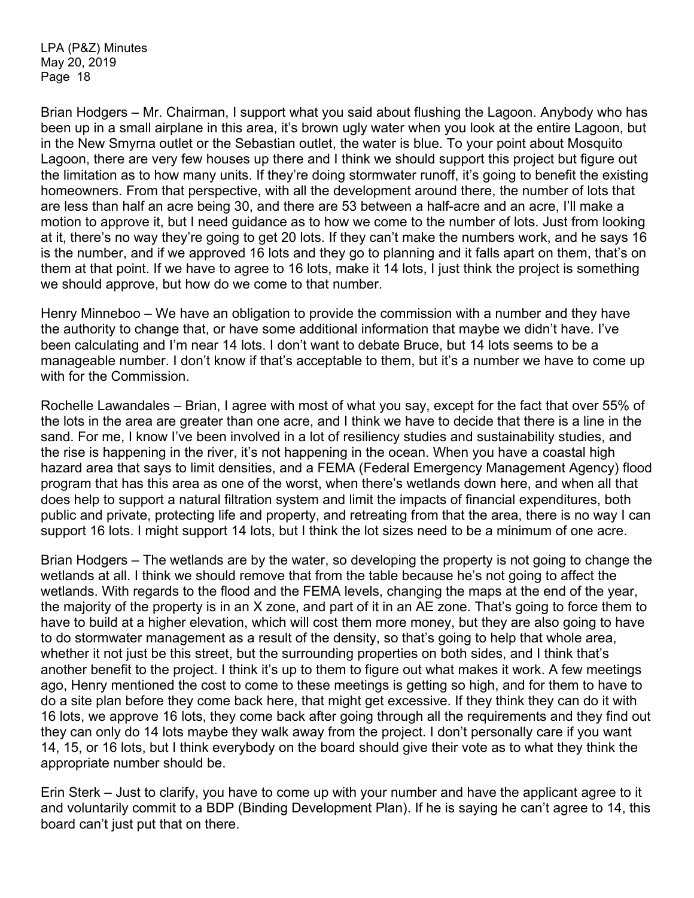Brian Hodgers – Mr. Chairman, I support what you said about flushing the Lagoon. Anybody who has been up in a small airplane in this area, it's brown ugly water when you look at the entire Lagoon, but in the New Smyrna outlet or the Sebastian outlet, the water is blue. To your point about Mosquito Lagoon, there are very few houses up there and I think we should support this project but figure out the limitation as to how many units. If they're doing stormwater runoff, it's going to benefit the existing homeowners. From that perspective, with all the development around there, the number of lots that are less than half an acre being 30, and there are 53 between a half-acre and an acre, I'll make a motion to approve it, but I need guidance as to how we come to the number of lots. Just from looking at it, there's no way they're going to get 20 lots. If they can't make the numbers work, and he says 16 is the number, and if we approved 16 lots and they go to planning and it falls apart on them, that's on them at that point. If we have to agree to 16 lots, make it 14 lots, I just think the project is something we should approve, but how do we come to that number.

Henry Minneboo – We have an obligation to provide the commission with a number and they have the authority to change that, or have some additional information that maybe we didn't have. I've been calculating and I'm near 14 lots. I don't want to debate Bruce, but 14 lots seems to be a manageable number. I don't know if that's acceptable to them, but it's a number we have to come up with for the Commission.

Rochelle Lawandales – Brian, I agree with most of what you say, except for the fact that over 55% of the lots in the area are greater than one acre, and I think we have to decide that there is a line in the sand. For me, I know I've been involved in a lot of resiliency studies and sustainability studies, and the rise is happening in the river, it's not happening in the ocean. When you have a coastal high hazard area that says to limit densities, and a FEMA (Federal Emergency Management Agency) flood program that has this area as one of the worst, when there's wetlands down here, and when all that does help to support a natural filtration system and limit the impacts of financial expenditures, both public and private, protecting life and property, and retreating from that the area, there is no way I can support 16 lots. I might support 14 lots, but I think the lot sizes need to be a minimum of one acre.

Brian Hodgers – The wetlands are by the water, so developing the property is not going to change the wetlands at all. I think we should remove that from the table because he's not going to affect the wetlands. With regards to the flood and the FEMA levels, changing the maps at the end of the year, the majority of the property is in an X zone, and part of it in an AE zone. That's going to force them to have to build at a higher elevation, which will cost them more money, but they are also going to have to do stormwater management as a result of the density, so that's going to help that whole area, whether it not just be this street, but the surrounding properties on both sides, and I think that's another benefit to the project. I think it's up to them to figure out what makes it work. A few meetings ago, Henry mentioned the cost to come to these meetings is getting so high, and for them to have to do a site plan before they come back here, that might get excessive. If they think they can do it with 16 lots, we approve 16 lots, they come back after going through all the requirements and they find out they can only do 14 lots maybe they walk away from the project. I don't personally care if you want 14, 15, or 16 lots, but I think everybody on the board should give their vote as to what they think the appropriate number should be.

Erin Sterk – Just to clarify, you have to come up with your number and have the applicant agree to it and voluntarily commit to a BDP (Binding Development Plan). If he is saying he can't agree to 14, this board can't just put that on there.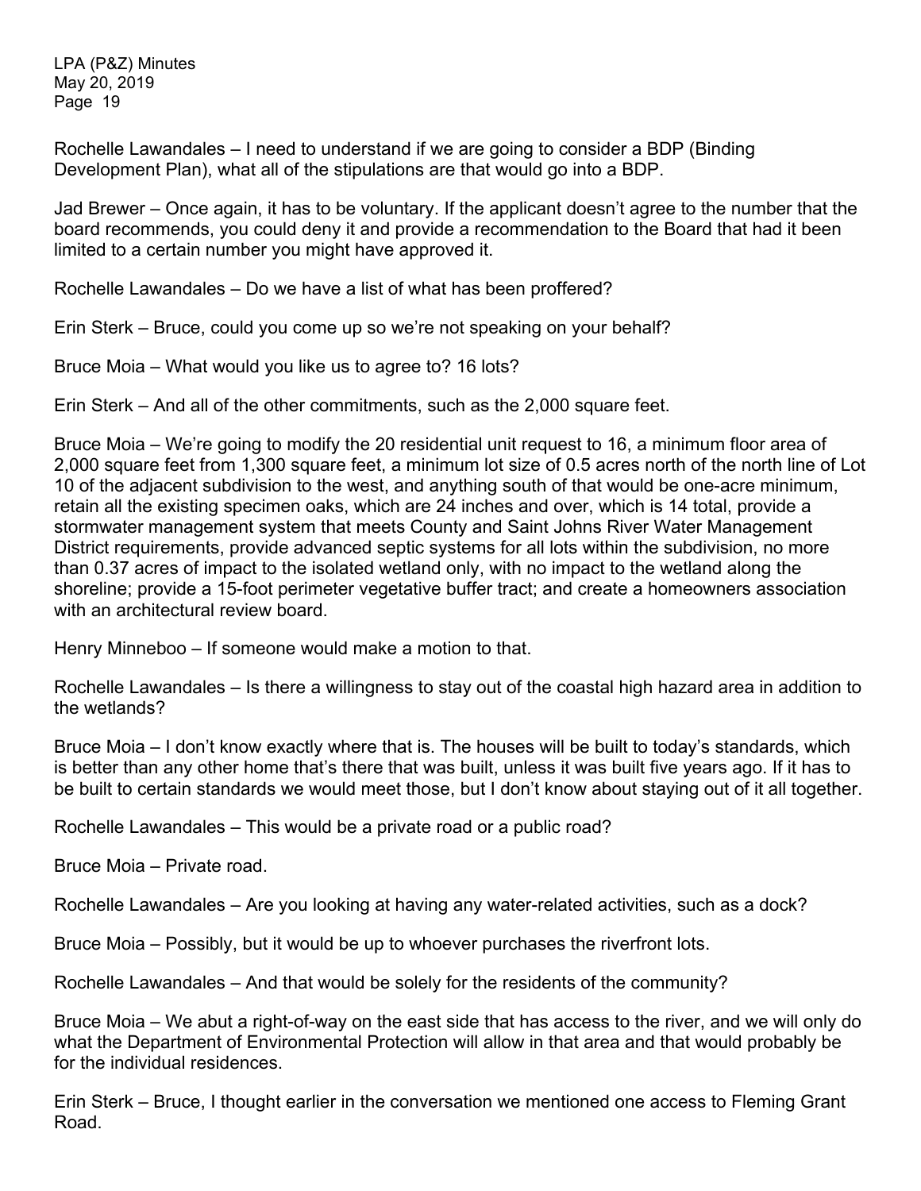Rochelle Lawandales – I need to understand if we are going to consider a BDP (Binding Development Plan), what all of the stipulations are that would go into a BDP.

Jad Brewer – Once again, it has to be voluntary. If the applicant doesn't agree to the number that the board recommends, you could deny it and provide a recommendation to the Board that had it been limited to a certain number you might have approved it.

Rochelle Lawandales – Do we have a list of what has been proffered?

Erin Sterk – Bruce, could you come up so we're not speaking on your behalf?

Bruce Moia – What would you like us to agree to? 16 lots?

Erin Sterk – And all of the other commitments, such as the 2,000 square feet.

Bruce Moia – We're going to modify the 20 residential unit request to 16, a minimum floor area of 2,000 square feet from 1,300 square feet, a minimum lot size of 0.5 acres north of the north line of Lot 10 of the adjacent subdivision to the west, and anything south of that would be one-acre minimum, retain all the existing specimen oaks, which are 24 inches and over, which is 14 total, provide a stormwater management system that meets County and Saint Johns River Water Management District requirements, provide advanced septic systems for all lots within the subdivision, no more than 0.37 acres of impact to the isolated wetland only, with no impact to the wetland along the shoreline; provide a 15-foot perimeter vegetative buffer tract; and create a homeowners association with an architectural review board.

Henry Minneboo – If someone would make a motion to that.

Rochelle Lawandales – Is there a willingness to stay out of the coastal high hazard area in addition to the wetlands?

Bruce Moia – I don't know exactly where that is. The houses will be built to today's standards, which is better than any other home that's there that was built, unless it was built five years ago. If it has to be built to certain standards we would meet those, but I don't know about staying out of it all together.

Rochelle Lawandales – This would be a private road or a public road?

Bruce Moia – Private road.

Rochelle Lawandales – Are you looking at having any water-related activities, such as a dock?

Bruce Moia – Possibly, but it would be up to whoever purchases the riverfront lots.

Rochelle Lawandales – And that would be solely for the residents of the community?

Bruce Moia – We abut a right-of-way on the east side that has access to the river, and we will only do what the Department of Environmental Protection will allow in that area and that would probably be for the individual residences.

Erin Sterk – Bruce, I thought earlier in the conversation we mentioned one access to Fleming Grant Road.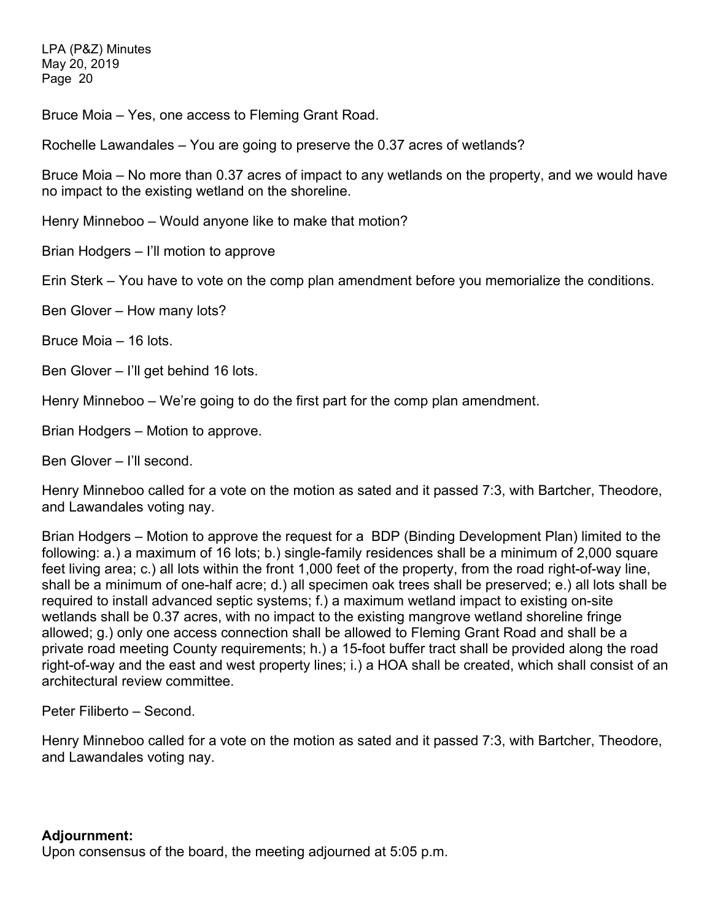Bruce Moia – Yes, one access to Fleming Grant Road.

Rochelle Lawandales – You are going to preserve the 0.37 acres of wetlands?

Bruce Moia – No more than 0.37 acres of impact to any wetlands on the property, and we would have no impact to the existing wetland on the shoreline.

Henry Minneboo – Would anyone like to make that motion?

Brian Hodgers – I'll motion to approve

Erin Sterk – You have to vote on the comp plan amendment before you memorialize the conditions.

Ben Glover – How many lots?

Bruce Moia – 16 lots.

Ben Glover – I'll get behind 16 lots.

Henry Minneboo – We're going to do the first part for the comp plan amendment.

Brian Hodgers – Motion to approve.

Ben Glover – I'll second.

Henry Minneboo called for a vote on the motion as sated and it passed 7:3, with Bartcher, Theodore, and Lawandales voting nay.

Brian Hodgers – Motion to approve the request for a BDP (Binding Development Plan) limited to the following: a.) a maximum of 16 lots; b.) single-family residences shall be a minimum of 2,000 square feet living area; c.) all lots within the front 1,000 feet of the property, from the road right-of-way line, shall be a minimum of one-half acre; d.) all specimen oak trees shall be preserved; e.) all lots shall be required to install advanced septic systems; f.) a maximum wetland impact to existing on-site wetlands shall be 0.37 acres, with no impact to the existing mangrove wetland shoreline fringe allowed; g.) only one access connection shall be allowed to Fleming Grant Road and shall be a private road meeting County requirements; h.) a 15-foot buffer tract shall be provided along the road right-of-way and the east and west property lines; i.) a HOA shall be created, which shall consist of an architectural review committee.

Peter Filiberto – Second.

Henry Minneboo called for a vote on the motion as sated and it passed 7:3, with Bartcher, Theodore, and Lawandales voting nay.

**Adjournment:**
Upon consensus of the board, the meeting adjourned at 5:05 p.m.